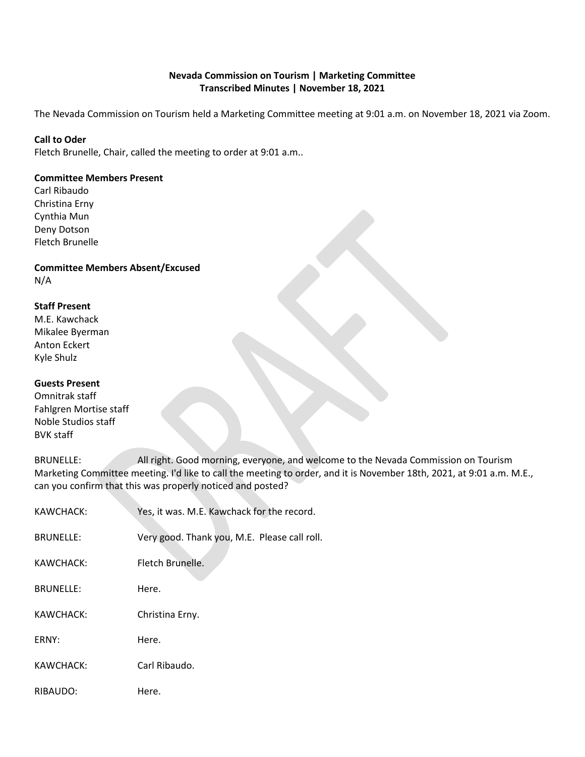**Nevada Commission on Tourism | Marketing Committee**
**Transcribed Minutes | November 18, 2021**

The Nevada Commission on Tourism held a Marketing Committee meeting at 9:01 a.m. on November 18, 2021 via Zoom.

**Call to Oder**
Fletch Brunelle, Chair, called the meeting to order at 9:01 a.m..

**Committee Members Present**
Carl Ribaudo
Christina Erny
Cynthia Mun
Deny Dotson
Fletch Brunelle

**Committee Members Absent/Excused**
N/A

**Staff Present**
M.E. Kawchack
Mikalee Byerman
Anton Eckert
Kyle Shulz

**Guests Present**
Omnitrak staff
Fahlgren Mortise staff
Noble Studios staff
BVK staff

BRUNELLE: All right. Good morning, everyone, and welcome to the Nevada Commission on Tourism Marketing Committee meeting. I'd like to call the meeting to order, and it is November 18th, 2021, at 9:01 a.m. M.E., can you confirm that this was properly noticed and posted?

KAWCHACK: Yes, it was. M.E. Kawchack for the record.

BRUNELLE: Very good. Thank you, M.E. Please call roll.

KAWCHACK: Fletch Brunelle.

BRUNELLE: Here.

KAWCHACK: Christina Erny.

ERNY: Here.

KAWCHACK: Carl Ribaudo.

RIBAUDO: Here.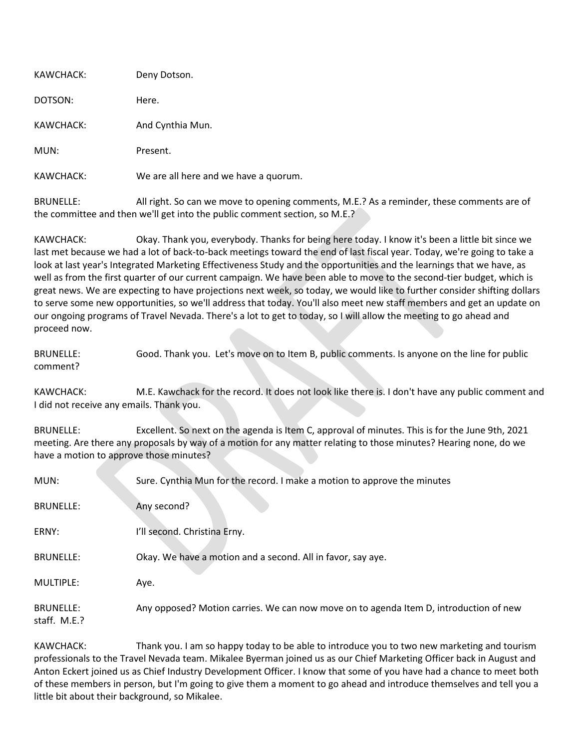KAWCHACK: Deny Dotson.

DOTSON: Here.

KAWCHACK: And Cynthia Mun.

MUN: Present.

KAWCHACK: We are all here and we have a quorum.

BRUNELLE: All right. So can we move to opening comments, M.E.? As a reminder, these comments are of the committee and then we'll get into the public comment section, so M.E.?

KAWCHACK: Okay. Thank you, everybody. Thanks for being here today. I know it's been a little bit since we last met because we had a lot of back-to-back meetings toward the end of last fiscal year. Today, we're going to take a look at last year's Integrated Marketing Effectiveness Study and the opportunities and the learnings that we have, as well as from the first quarter of our current campaign. We have been able to move to the second-tier budget, which is great news. We are expecting to have projections next week, so today, we would like to further consider shifting dollars to serve some new opportunities, so we'll address that today. You'll also meet new staff members and get an update on our ongoing programs of Travel Nevada. There's a lot to get to today, so I will allow the meeting to go ahead and proceed now.

BRUNELLE: Good. Thank you. Let's move on to Item B, public comments. Is anyone on the line for public comment?

KAWCHACK: M.E. Kawchack for the record. It does not look like there is. I don't have any public comment and I did not receive any emails. Thank you.

BRUNELLE: Excellent. So next on the agenda is Item C, approval of minutes. This is for the June 9th, 2021 meeting. Are there any proposals by way of a motion for any matter relating to those minutes? Hearing none, do we have a motion to approve those minutes?

MUN: Sure. Cynthia Mun for the record. I make a motion to approve the minutes

BRUNELLE: Any second?

ERNY: I'll second. Christina Erny.

BRUNELLE: Okay. We have a motion and a second. All in favor, say aye.

MULTIPLE: Aye.

BRUNELLE: Any opposed? Motion carries. We can now move on to agenda Item D, introduction of new staff. M.E.?

KAWCHACK: Thank you. I am so happy today to be able to introduce you to two new marketing and tourism professionals to the Travel Nevada team. Mikalee Byerman joined us as our Chief Marketing Officer back in August and Anton Eckert joined us as Chief Industry Development Officer. I know that some of you have had a chance to meet both of these members in person, but I'm going to give them a moment to go ahead and introduce themselves and tell you a little bit about their background, so Mikalee.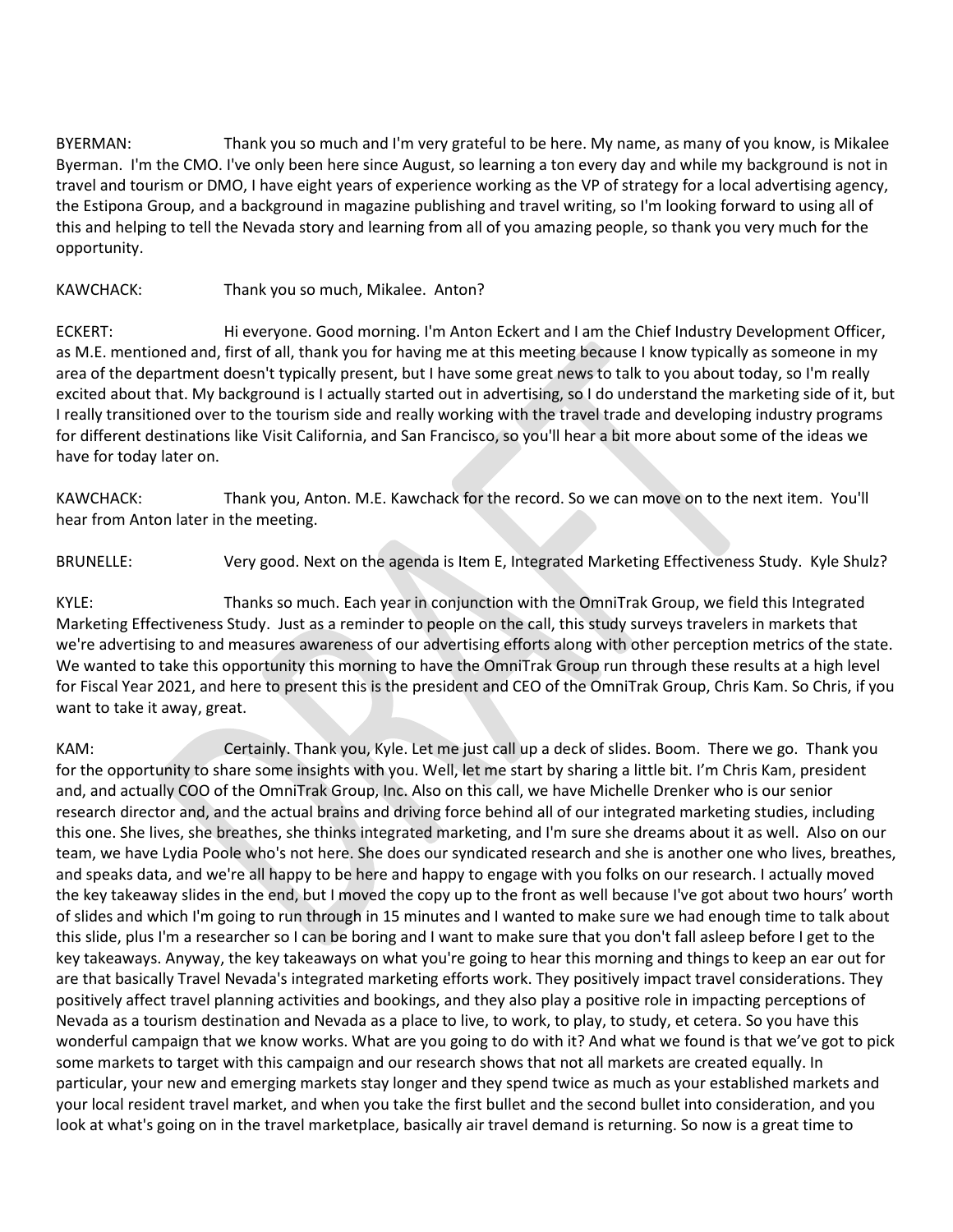BYERMAN: Thank you so much and I'm very grateful to be here. My name, as many of you know, is Mikalee Byerman. I'm the CMO. I've only been here since August, so learning a ton every day and while my background is not in travel and tourism or DMO, I have eight years of experience working as the VP of strategy for a local advertising agency, the Estipona Group, and a background in magazine publishing and travel writing, so I'm looking forward to using all of this and helping to tell the Nevada story and learning from all of you amazing people, so thank you very much for the opportunity.

KAWCHACK: Thank you so much, Mikalee. Anton?

ECKERT: Hi everyone. Good morning. I'm Anton Eckert and I am the Chief Industry Development Officer, as M.E. mentioned and, first of all, thank you for having me at this meeting because I know typically as someone in my area of the department doesn't typically present, but I have some great news to talk to you about today, so I'm really excited about that. My background is I actually started out in advertising, so I do understand the marketing side of it, but I really transitioned over to the tourism side and really working with the travel trade and developing industry programs for different destinations like Visit California, and San Francisco, so you'll hear a bit more about some of the ideas we have for today later on.

KAWCHACK: Thank you, Anton. M.E. Kawchack for the record. So we can move on to the next item. You'll hear from Anton later in the meeting.

BRUNELLE: Very good. Next on the agenda is Item E, Integrated Marketing Effectiveness Study. Kyle Shulz?

KYLE: Thanks so much. Each year in conjunction with the OmniTrak Group, we field this Integrated Marketing Effectiveness Study. Just as a reminder to people on the call, this study surveys travelers in markets that we're advertising to and measures awareness of our advertising efforts along with other perception metrics of the state. We wanted to take this opportunity this morning to have the OmniTrak Group run through these results at a high level for Fiscal Year 2021, and here to present this is the president and CEO of the OmniTrak Group, Chris Kam. So Chris, if you want to take it away, great.

KAM: Certainly. Thank you, Kyle. Let me just call up a deck of slides. Boom. There we go. Thank you for the opportunity to share some insights with you. Well, let me start by sharing a little bit. I'm Chris Kam, president and, and actually COO of the OmniTrak Group, Inc. Also on this call, we have Michelle Drenker who is our senior research director and, and the actual brains and driving force behind all of our integrated marketing studies, including this one. She lives, she breathes, she thinks integrated marketing, and I'm sure she dreams about it as well. Also on our team, we have Lydia Poole who's not here. She does our syndicated research and she is another one who lives, breathes, and speaks data, and we're all happy to be here and happy to engage with you folks on our research. I actually moved the key takeaway slides in the end, but I moved the copy up to the front as well because I've got about two hours' worth of slides and which I'm going to run through in 15 minutes and I wanted to make sure we had enough time to talk about this slide, plus I'm a researcher so I can be boring and I want to make sure that you don't fall asleep before I get to the key takeaways. Anyway, the key takeaways on what you're going to hear this morning and things to keep an ear out for are that basically Travel Nevada's integrated marketing efforts work. They positively impact travel considerations. They positively affect travel planning activities and bookings, and they also play a positive role in impacting perceptions of Nevada as a tourism destination and Nevada as a place to live, to work, to play, to study, et cetera. So you have this wonderful campaign that we know works. What are you going to do with it? And what we found is that we've got to pick some markets to target with this campaign and our research shows that not all markets are created equally. In particular, your new and emerging markets stay longer and they spend twice as much as your established markets and your local resident travel market, and when you take the first bullet and the second bullet into consideration, and you look at what's going on in the travel marketplace, basically air travel demand is returning. So now is a great time to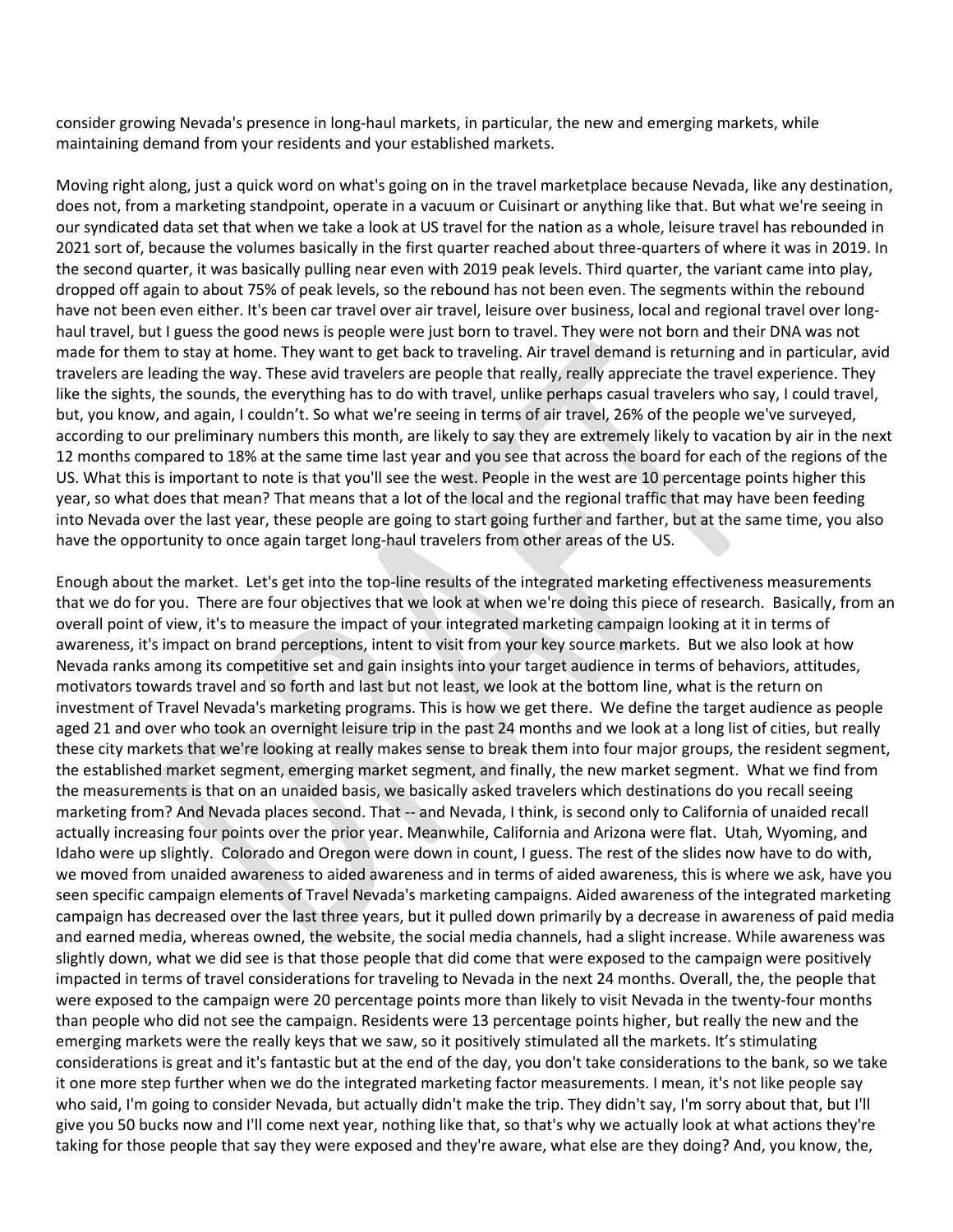consider growing Nevada's presence in long-haul markets, in particular, the new and emerging markets, while maintaining demand from your residents and your established markets.

Moving right along, just a quick word on what's going on in the travel marketplace because Nevada, like any destination, does not, from a marketing standpoint, operate in a vacuum or Cuisinart or anything like that. But what we're seeing in our syndicated data set that when we take a look at US travel for the nation as a whole, leisure travel has rebounded in 2021 sort of, because the volumes basically in the first quarter reached about three-quarters of where it was in 2019. In the second quarter, it was basically pulling near even with 2019 peak levels. Third quarter, the variant came into play, dropped off again to about 75% of peak levels, so the rebound has not been even. The segments within the rebound have not been even either. It's been car travel over air travel, leisure over business, local and regional travel over long-haul travel, but I guess the good news is people were just born to travel. They were not born and their DNA was not made for them to stay at home. They want to get back to traveling. Air travel demand is returning and in particular, avid travelers are leading the way. These avid travelers are people that really, really appreciate the travel experience. They like the sights, the sounds, the everything has to do with travel, unlike perhaps casual travelers who say, I could travel, but, you know, and again, I couldn't. So what we're seeing in terms of air travel, 26% of the people we've surveyed, according to our preliminary numbers this month, are likely to say they are extremely likely to vacation by air in the next 12 months compared to 18% at the same time last year and you see that across the board for each of the regions of the US. What this is important to note is that you'll see the west. People in the west are 10 percentage points higher this year, so what does that mean? That means that a lot of the local and the regional traffic that may have been feeding into Nevada over the last year, these people are going to start going further and farther, but at the same time, you also have the opportunity to once again target long-haul travelers from other areas of the US.

Enough about the market. Let's get into the top-line results of the integrated marketing effectiveness measurements that we do for you. There are four objectives that we look at when we're doing this piece of research. Basically, from an overall point of view, it's to measure the impact of your integrated marketing campaign looking at it in terms of awareness, it's impact on brand perceptions, intent to visit from your key source markets. But we also look at how Nevada ranks among its competitive set and gain insights into your target audience in terms of behaviors, attitudes, motivators towards travel and so forth and last but not least, we look at the bottom line, what is the return on investment of Travel Nevada's marketing programs. This is how we get there. We define the target audience as people aged 21 and over who took an overnight leisure trip in the past 24 months and we look at a long list of cities, but really these city markets that we're looking at really makes sense to break them into four major groups, the resident segment, the established market segment, emerging market segment, and finally, the new market segment. What we find from the measurements is that on an unaided basis, we basically asked travelers which destinations do you recall seeing marketing from? And Nevada places second. That -- and Nevada, I think, is second only to California of unaided recall actually increasing four points over the prior year. Meanwhile, California and Arizona were flat. Utah, Wyoming, and Idaho were up slightly. Colorado and Oregon were down in count, I guess. The rest of the slides now have to do with, we moved from unaided awareness to aided awareness and in terms of aided awareness, this is where we ask, have you seen specific campaign elements of Travel Nevada's marketing campaigns. Aided awareness of the integrated marketing campaign has decreased over the last three years, but it pulled down primarily by a decrease in awareness of paid media and earned media, whereas owned, the website, the social media channels, had a slight increase. While awareness was slightly down, what we did see is that those people that did come that were exposed to the campaign were positively impacted in terms of travel considerations for traveling to Nevada in the next 24 months. Overall, the, the people that were exposed to the campaign were 20 percentage points more than likely to visit Nevada in the twenty-four months than people who did not see the campaign. Residents were 13 percentage points higher, but really the new and the emerging markets were the really keys that we saw, so it positively stimulated all the markets. It's stimulating considerations is great and it's fantastic but at the end of the day, you don't take considerations to the bank, so we take it one more step further when we do the integrated marketing factor measurements. I mean, it's not like people say who said, I'm going to consider Nevada, but actually didn't make the trip. They didn't say, I'm sorry about that, but I'll give you 50 bucks now and I'll come next year, nothing like that, so that's why we actually look at what actions they're taking for those people that say they were exposed and they're aware, what else are they doing? And, you know, the,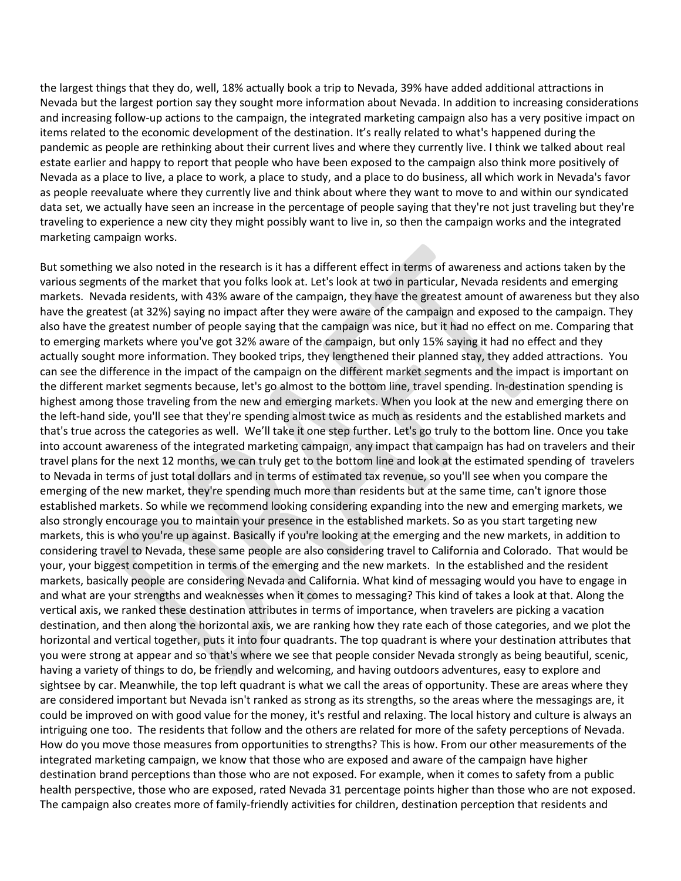the largest things that they do, well, 18% actually book a trip to Nevada, 39% have added additional attractions in Nevada but the largest portion say they sought more information about Nevada. In addition to increasing considerations and increasing follow-up actions to the campaign, the integrated marketing campaign also has a very positive impact on items related to the economic development of the destination. It's really related to what's happened during the pandemic as people are rethinking about their current lives and where they currently live. I think we talked about real estate earlier and happy to report that people who have been exposed to the campaign also think more positively of Nevada as a place to live, a place to work, a place to study, and a place to do business, all which work in Nevada's favor as people reevaluate where they currently live and think about where they want to move to and within our syndicated data set, we actually have seen an increase in the percentage of people saying that they're not just traveling but they're traveling to experience a new city they might possibly want to live in, so then the campaign works and the integrated marketing campaign works.

But something we also noted in the research is it has a different effect in terms of awareness and actions taken by the various segments of the market that you folks look at. Let's look at two in particular, Nevada residents and emerging markets. Nevada residents, with 43% aware of the campaign, they have the greatest amount of awareness but they also have the greatest (at 32%) saying no impact after they were aware of the campaign and exposed to the campaign. They also have the greatest number of people saying that the campaign was nice, but it had no effect on me. Comparing that to emerging markets where you've got 32% aware of the campaign, but only 15% saying it had no effect and they actually sought more information. They booked trips, they lengthened their planned stay, they added attractions. You can see the difference in the impact of the campaign on the different market segments and the impact is important on the different market segments because, let's go almost to the bottom line, travel spending. In-destination spending is highest among those traveling from the new and emerging markets. When you look at the new and emerging there on the left-hand side, you'll see that they're spending almost twice as much as residents and the established markets and that's true across the categories as well. We'll take it one step further. Let's go truly to the bottom line. Once you take into account awareness of the integrated marketing campaign, any impact that campaign has had on travelers and their travel plans for the next 12 months, we can truly get to the bottom line and look at the estimated spending of travelers to Nevada in terms of just total dollars and in terms of estimated tax revenue, so you'll see when you compare the emerging of the new market, they're spending much more than residents but at the same time, can't ignore those established markets. So while we recommend looking considering expanding into the new and emerging markets, we also strongly encourage you to maintain your presence in the established markets. So as you start targeting new markets, this is who you're up against. Basically if you're looking at the emerging and the new markets, in addition to considering travel to Nevada, these same people are also considering travel to California and Colorado. That would be your, your biggest competition in terms of the emerging and the new markets. In the established and the resident markets, basically people are considering Nevada and California. What kind of messaging would you have to engage in and what are your strengths and weaknesses when it comes to messaging? This kind of takes a look at that. Along the vertical axis, we ranked these destination attributes in terms of importance, when travelers are picking a vacation destination, and then along the horizontal axis, we are ranking how they rate each of those categories, and we plot the horizontal and vertical together, puts it into four quadrants. The top quadrant is where your destination attributes that you were strong at appear and so that's where we see that people consider Nevada strongly as being beautiful, scenic, having a variety of things to do, be friendly and welcoming, and having outdoors adventures, easy to explore and sightsee by car. Meanwhile, the top left quadrant is what we call the areas of opportunity. These are areas where they are considered important but Nevada isn't ranked as strong as its strengths, so the areas where the messagings are, it could be improved on with good value for the money, it's restful and relaxing. The local history and culture is always an intriguing one too. The residents that follow and the others are related for more of the safety perceptions of Nevada. How do you move those measures from opportunities to strengths? This is how. From our other measurements of the integrated marketing campaign, we know that those who are exposed and aware of the campaign have higher destination brand perceptions than those who are not exposed. For example, when it comes to safety from a public health perspective, those who are exposed, rated Nevada 31 percentage points higher than those who are not exposed. The campaign also creates more of family-friendly activities for children, destination perception that residents and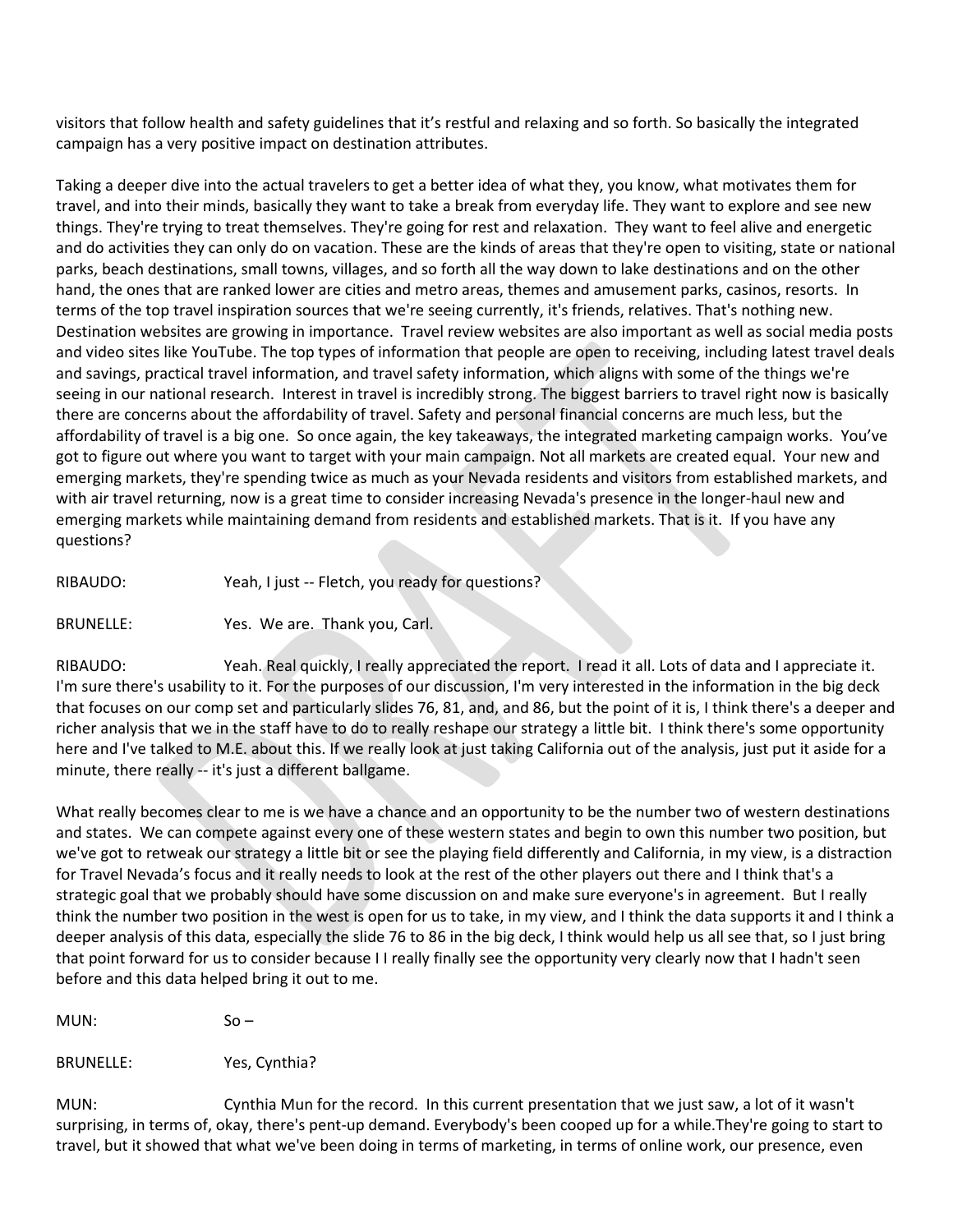visitors that follow health and safety guidelines that it's restful and relaxing and so forth. So basically the integrated campaign has a very positive impact on destination attributes.

Taking a deeper dive into the actual travelers to get a better idea of what they, you know, what motivates them for travel, and into their minds, basically they want to take a break from everyday life. They want to explore and see new things. They're trying to treat themselves. They're going for rest and relaxation. They want to feel alive and energetic and do activities they can only do on vacation. These are the kinds of areas that they're open to visiting, state or national parks, beach destinations, small towns, villages, and so forth all the way down to lake destinations and on the other hand, the ones that are ranked lower are cities and metro areas, themes and amusement parks, casinos, resorts. In terms of the top travel inspiration sources that we're seeing currently, it's friends, relatives. That's nothing new. Destination websites are growing in importance. Travel review websites are also important as well as social media posts and video sites like YouTube. The top types of information that people are open to receiving, including latest travel deals and savings, practical travel information, and travel safety information, which aligns with some of the things we're seeing in our national research. Interest in travel is incredibly strong. The biggest barriers to travel right now is basically there are concerns about the affordability of travel. Safety and personal financial concerns are much less, but the affordability of travel is a big one. So once again, the key takeaways, the integrated marketing campaign works. You've got to figure out where you want to target with your main campaign. Not all markets are created equal. Your new and emerging markets, they're spending twice as much as your Nevada residents and visitors from established markets, and with air travel returning, now is a great time to consider increasing Nevada's presence in the longer-haul new and emerging markets while maintaining demand from residents and established markets. That is it. If you have any questions?

RIBAUDO: Yeah, I just -- Fletch, you ready for questions?

BRUNELLE: Yes. We are. Thank you, Carl.

RIBAUDO: Yeah. Real quickly, I really appreciated the report. I read it all. Lots of data and I appreciate it. I'm sure there's usability to it. For the purposes of our discussion, I'm very interested in the information in the big deck that focuses on our comp set and particularly slides 76, 81, and, and 86, but the point of it is, I think there's a deeper and richer analysis that we in the staff have to do to really reshape our strategy a little bit. I think there's some opportunity here and I've talked to M.E. about this. If we really look at just taking California out of the analysis, just put it aside for a minute, there really -- it's just a different ballgame.

What really becomes clear to me is we have a chance and an opportunity to be the number two of western destinations and states. We can compete against every one of these western states and begin to own this number two position, but we've got to retweak our strategy a little bit or see the playing field differently and California, in my view, is a distraction for Travel Nevada's focus and it really needs to look at the rest of the other players out there and I think that's a strategic goal that we probably should have some discussion on and make sure everyone's in agreement. But I really think the number two position in the west is open for us to take, in my view, and I think the data supports it and I think a deeper analysis of this data, especially the slide 76 to 86 in the big deck, I think would help us all see that, so I just bring that point forward for us to consider because I I really finally see the opportunity very clearly now that I hadn't seen before and this data helped bring it out to me.

MUN: So –

BRUNELLE: Yes, Cynthia?

MUN: Cynthia Mun for the record. In this current presentation that we just saw, a lot of it wasn't surprising, in terms of, okay, there's pent-up demand. Everybody's been cooped up for a while.They're going to start to travel, but it showed that what we've been doing in terms of marketing, in terms of online work, our presence, even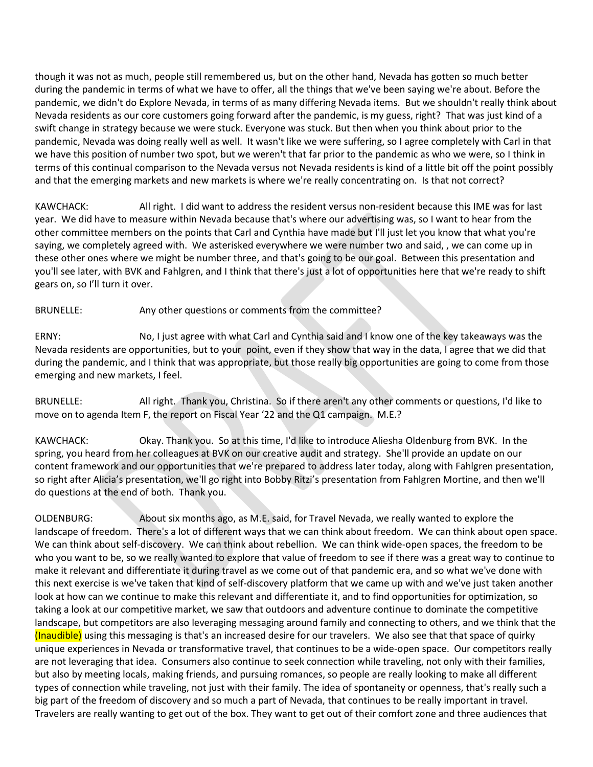though it was not as much, people still remembered us, but on the other hand, Nevada has gotten so much better during the pandemic in terms of what we have to offer, all the things that we've been saying we're about. Before the pandemic, we didn't do Explore Nevada, in terms of as many differing Nevada items. But we shouldn't really think about Nevada residents as our core customers going forward after the pandemic, is my guess, right? That was just kind of a swift change in strategy because we were stuck. Everyone was stuck. But then when you think about prior to the pandemic, Nevada was doing really well as well. It wasn't like we were suffering, so I agree completely with Carl in that we have this position of number two spot, but we weren't that far prior to the pandemic as who we were, so I think in terms of this continual comparison to the Nevada versus not Nevada residents is kind of a little bit off the point possibly and that the emerging markets and new markets is where we're really concentrating on. Is that not correct?

KAWCHACK: All right. I did want to address the resident versus non-resident because this IME was for last year. We did have to measure within Nevada because that's where our advertising was, so I want to hear from the other committee members on the points that Carl and Cynthia have made but I'll just let you know that what you're saying, we completely agreed with. We asterisked everywhere we were number two and said, , we can come up in these other ones where we might be number three, and that's going to be our goal. Between this presentation and you'll see later, with BVK and Fahlgren, and I think that there's just a lot of opportunities here that we're ready to shift gears on, so I'll turn it over.

BRUNELLE: Any other questions or comments from the committee?

ERNY: No, I just agree with what Carl and Cynthia said and I know one of the key takeaways was the Nevada residents are opportunities, but to your point, even if they show that way in the data, I agree that we did that during the pandemic, and I think that was appropriate, but those really big opportunities are going to come from those emerging and new markets, I feel.

BRUNELLE: All right. Thank you, Christina. So if there aren't any other comments or questions, I'd like to move on to agenda Item F, the report on Fiscal Year '22 and the Q1 campaign. M.E.?

KAWCHACK: Okay. Thank you. So at this time, I'd like to introduce Aliesha Oldenburg from BVK. In the spring, you heard from her colleagues at BVK on our creative audit and strategy. She'll provide an update on our content framework and our opportunities that we're prepared to address later today, along with Fahlgren presentation, so right after Alicia's presentation, we'll go right into Bobby Ritzi's presentation from Fahlgren Mortine, and then we'll do questions at the end of both. Thank you.

OLDENBURG: About six months ago, as M.E. said, for Travel Nevada, we really wanted to explore the landscape of freedom. There's a lot of different ways that we can think about freedom. We can think about open space. We can think about self-discovery. We can think about rebellion. We can think wide-open spaces, the freedom to be who you want to be, so we really wanted to explore that value of freedom to see if there was a great way to continue to make it relevant and differentiate it during travel as we come out of that pandemic era, and so what we've done with this next exercise is we've taken that kind of self-discovery platform that we came up with and we've just taken another look at how can we continue to make this relevant and differentiate it, and to find opportunities for optimization, so taking a look at our competitive market, we saw that outdoors and adventure continue to dominate the competitive landscape, but competitors are also leveraging messaging around family and connecting to others, and we think that the (Inaudible) using this messaging is that's an increased desire for our travelers. We also see that that space of quirky unique experiences in Nevada or transformative travel, that continues to be a wide-open space. Our competitors really are not leveraging that idea. Consumers also continue to seek connection while traveling, not only with their families, but also by meeting locals, making friends, and pursuing romances, so people are really looking to make all different types of connection while traveling, not just with their family. The idea of spontaneity or openness, that's really such a big part of the freedom of discovery and so much a part of Nevada, that continues to be really important in travel. Travelers are really wanting to get out of the box. They want to get out of their comfort zone and three audiences that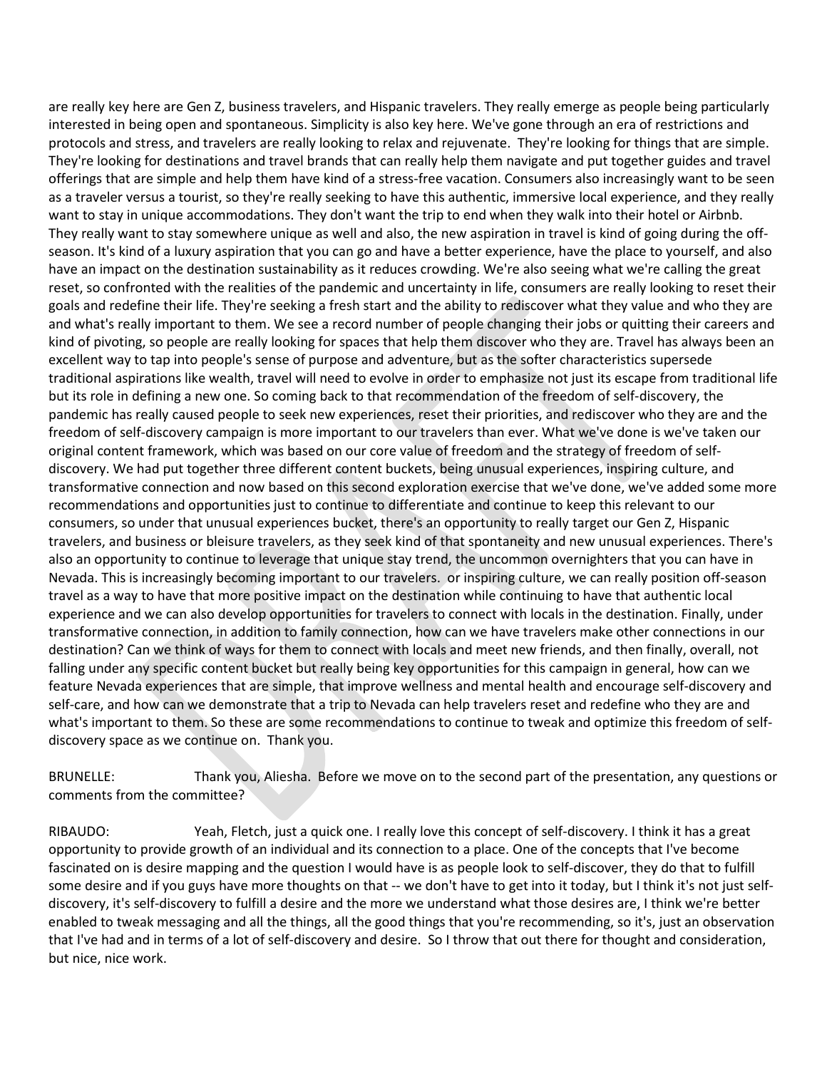are really key here are Gen Z, business travelers, and Hispanic travelers. They really emerge as people being particularly interested in being open and spontaneous. Simplicity is also key here. We've gone through an era of restrictions and protocols and stress, and travelers are really looking to relax and rejuvenate. They're looking for things that are simple. They're looking for destinations and travel brands that can really help them navigate and put together guides and travel offerings that are simple and help them have kind of a stress-free vacation. Consumers also increasingly want to be seen as a traveler versus a tourist, so they're really seeking to have this authentic, immersive local experience, and they really want to stay in unique accommodations. They don't want the trip to end when they walk into their hotel or Airbnb. They really want to stay somewhere unique as well and also, the new aspiration in travel is kind of going during the off-season. It's kind of a luxury aspiration that you can go and have a better experience, have the place to yourself, and also have an impact on the destination sustainability as it reduces crowding. We're also seeing what we're calling the great reset, so confronted with the realities of the pandemic and uncertainty in life, consumers are really looking to reset their goals and redefine their life. They're seeking a fresh start and the ability to rediscover what they value and who they are and what's really important to them. We see a record number of people changing their jobs or quitting their careers and kind of pivoting, so people are really looking for spaces that help them discover who they are. Travel has always been an excellent way to tap into people's sense of purpose and adventure, but as the softer characteristics supersede traditional aspirations like wealth, travel will need to evolve in order to emphasize not just its escape from traditional life but its role in defining a new one. So coming back to that recommendation of the freedom of self-discovery, the pandemic has really caused people to seek new experiences, reset their priorities, and rediscover who they are and the freedom of self-discovery campaign is more important to our travelers than ever. What we've done is we've taken our original content framework, which was based on our core value of freedom and the strategy of freedom of self-discovery. We had put together three different content buckets, being unusual experiences, inspiring culture, and transformative connection and now based on this second exploration exercise that we've done, we've added some more recommendations and opportunities just to continue to differentiate and continue to keep this relevant to our consumers, so under that unusual experiences bucket, there's an opportunity to really target our Gen Z, Hispanic travelers, and business or bleisure travelers, as they seek kind of that spontaneity and new unusual experiences. There's also an opportunity to continue to leverage that unique stay trend, the uncommon overnighters that you can have in Nevada. This is increasingly becoming important to our travelers. or inspiring culture, we can really position off-season travel as a way to have that more positive impact on the destination while continuing to have that authentic local experience and we can also develop opportunities for travelers to connect with locals in the destination. Finally, under transformative connection, in addition to family connection, how can we have travelers make other connections in our destination? Can we think of ways for them to connect with locals and meet new friends, and then finally, overall, not falling under any specific content bucket but really being key opportunities for this campaign in general, how can we feature Nevada experiences that are simple, that improve wellness and mental health and encourage self-discovery and self-care, and how can we demonstrate that a trip to Nevada can help travelers reset and redefine who they are and what's important to them. So these are some recommendations to continue to tweak and optimize this freedom of self-discovery space as we continue on. Thank you.

BRUNELLE: Thank you, Aliesha. Before we move on to the second part of the presentation, any questions or comments from the committee?

RIBAUDO: Yeah, Fletch, just a quick one. I really love this concept of self-discovery. I think it has a great opportunity to provide growth of an individual and its connection to a place. One of the concepts that I've become fascinated on is desire mapping and the question I would have is as people look to self-discover, they do that to fulfill some desire and if you guys have more thoughts on that -- we don't have to get into it today, but I think it's not just self-discovery, it's self-discovery to fulfill a desire and the more we understand what those desires are, I think we're better enabled to tweak messaging and all the things, all the good things that you're recommending, so it's, just an observation that I've had and in terms of a lot of self-discovery and desire. So I throw that out there for thought and consideration, but nice, nice work.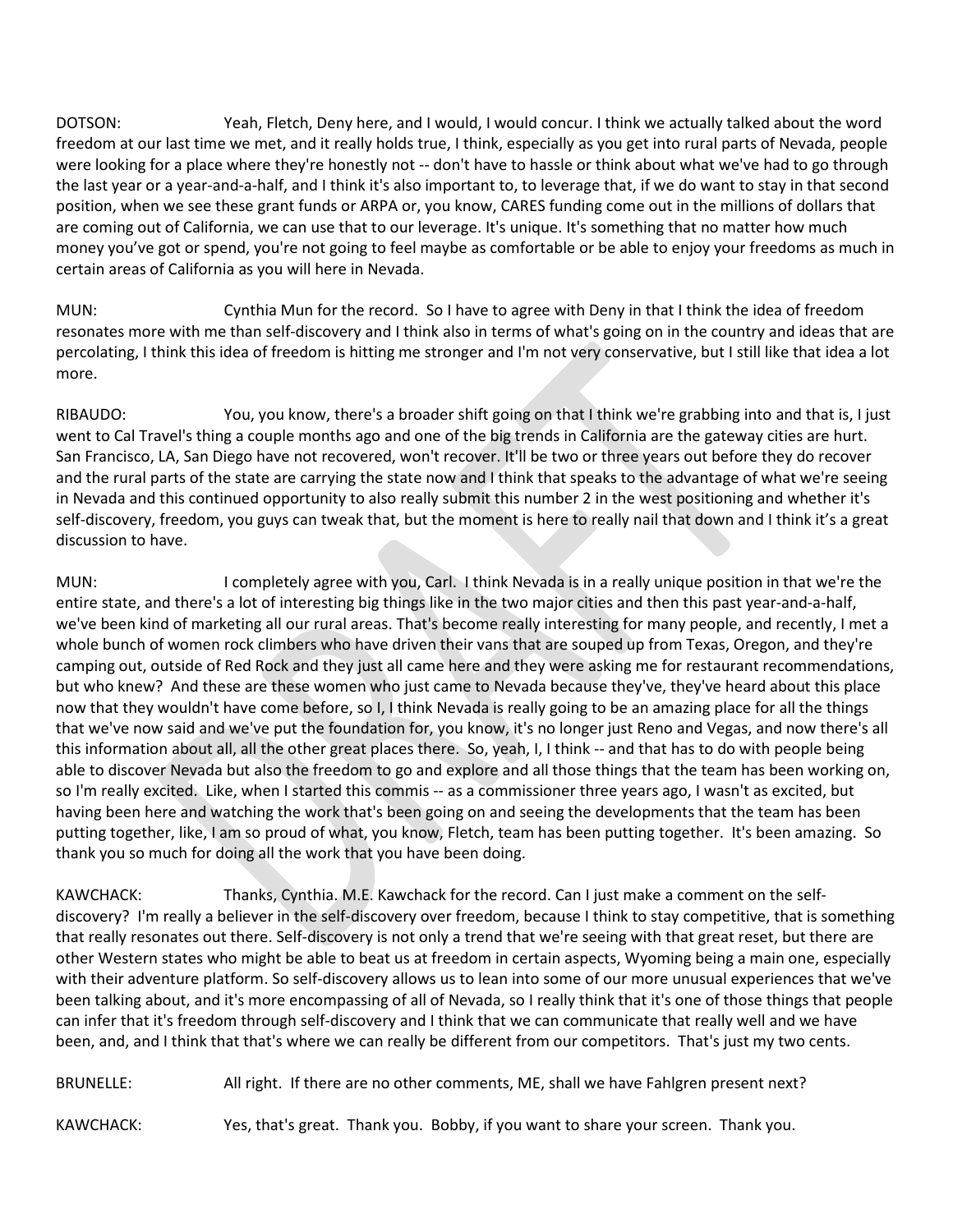DOTSON: Yeah, Fletch, Deny here, and I would, I would concur. I think we actually talked about the word freedom at our last time we met, and it really holds true, I think, especially as you get into rural parts of Nevada, people were looking for a place where they're honestly not -- don't have to hassle or think about what we've had to go through the last year or a year-and-a-half, and I think it's also important to, to leverage that, if we do want to stay in that second position, when we see these grant funds or ARPA or, you know, CARES funding come out in the millions of dollars that are coming out of California, we can use that to our leverage. It's unique. It's something that no matter how much money you've got or spend, you're not going to feel maybe as comfortable or be able to enjoy your freedoms as much in certain areas of California as you will here in Nevada.

MUN: Cynthia Mun for the record. So I have to agree with Deny in that I think the idea of freedom resonates more with me than self-discovery and I think also in terms of what's going on in the country and ideas that are percolating, I think this idea of freedom is hitting me stronger and I'm not very conservative, but I still like that idea a lot more.

RIBAUDO: You, you know, there's a broader shift going on that I think we're grabbing into and that is, I just went to Cal Travel's thing a couple months ago and one of the big trends in California are the gateway cities are hurt. San Francisco, LA, San Diego have not recovered, won't recover. It'll be two or three years out before they do recover and the rural parts of the state are carrying the state now and I think that speaks to the advantage of what we're seeing in Nevada and this continued opportunity to also really submit this number 2 in the west positioning and whether it's self-discovery, freedom, you guys can tweak that, but the moment is here to really nail that down and I think it's a great discussion to have.

MUN: I completely agree with you, Carl. I think Nevada is in a really unique position in that we're the entire state, and there's a lot of interesting big things like in the two major cities and then this past year-and-a-half, we've been kind of marketing all our rural areas. That's become really interesting for many people, and recently, I met a whole bunch of women rock climbers who have driven their vans that are souped up from Texas, Oregon, and they're camping out, outside of Red Rock and they just all came here and they were asking me for restaurant recommendations, but who knew? And these are these women who just came to Nevada because they've, they've heard about this place now that they wouldn't have come before, so I, I think Nevada is really going to be an amazing place for all the things that we've now said and we've put the foundation for, you know, it's no longer just Reno and Vegas, and now there's all this information about all, all the other great places there. So, yeah, I, I think -- and that has to do with people being able to discover Nevada but also the freedom to go and explore and all those things that the team has been working on, so I'm really excited. Like, when I started this commis -- as a commissioner three years ago, I wasn't as excited, but having been here and watching the work that's been going on and seeing the developments that the team has been putting together, like, I am so proud of what, you know, Fletch, team has been putting together. It's been amazing. So thank you so much for doing all the work that you have been doing.

KAWCHACK: Thanks, Cynthia. M.E. Kawchack for the record. Can I just make a comment on the self-discovery? I'm really a believer in the self-discovery over freedom, because I think to stay competitive, that is something that really resonates out there. Self-discovery is not only a trend that we're seeing with that great reset, but there are other Western states who might be able to beat us at freedom in certain aspects, Wyoming being a main one, especially with their adventure platform. So self-discovery allows us to lean into some of our more unusual experiences that we've been talking about, and it's more encompassing of all of Nevada, so I really think that it's one of those things that people can infer that it's freedom through self-discovery and I think that we can communicate that really well and we have been, and, and I think that that's where we can really be different from our competitors. That's just my two cents.

BRUNELLE: All right. If there are no other comments, ME, shall we have Fahlgren present next?

KAWCHACK: Yes, that's great. Thank you. Bobby, if you want to share your screen. Thank you.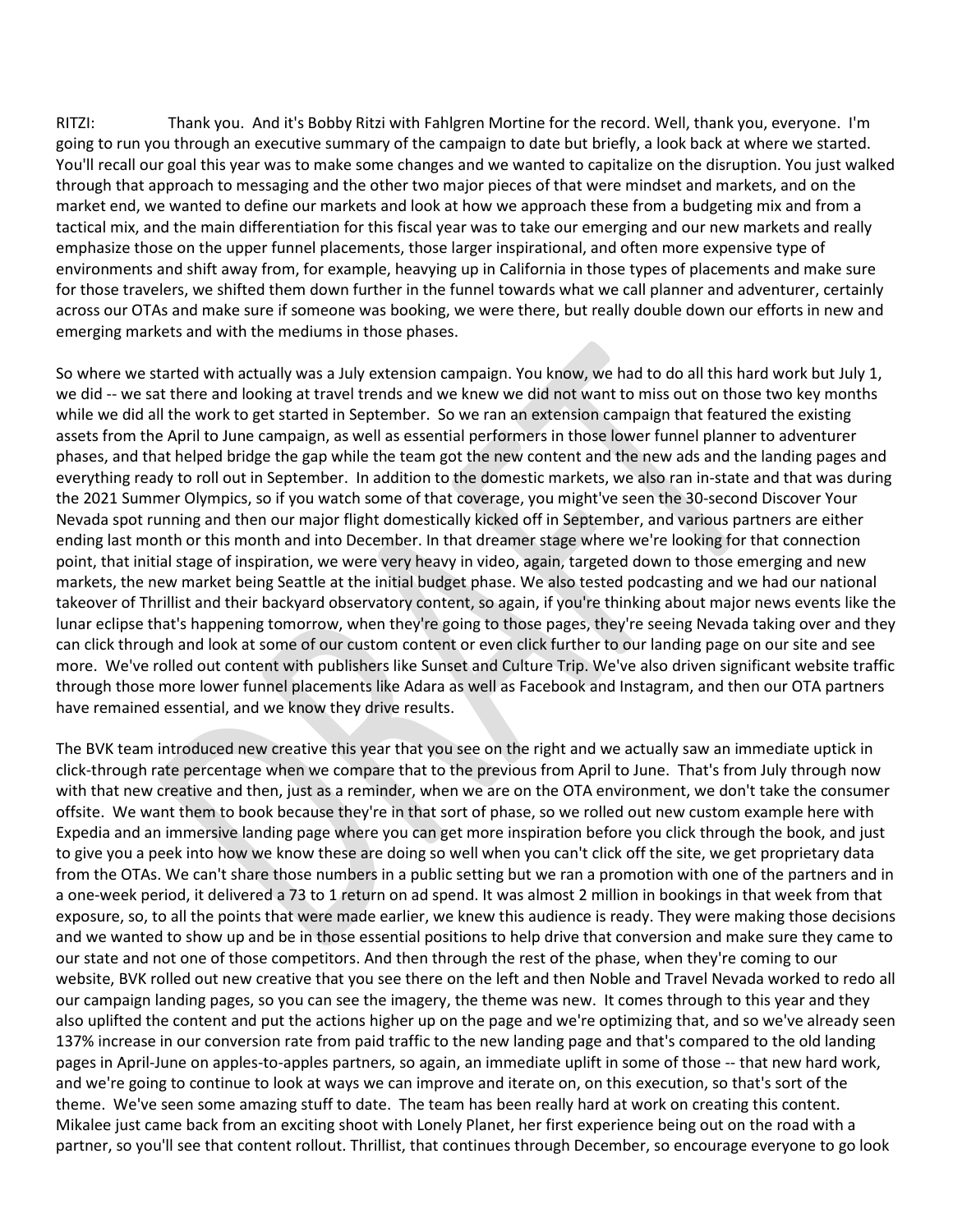RITZI: Thank you. And it's Bobby Ritzi with Fahlgren Mortine for the record. Well, thank you, everyone. I'm going to run you through an executive summary of the campaign to date but briefly, a look back at where we started. You'll recall our goal this year was to make some changes and we wanted to capitalize on the disruption. You just walked through that approach to messaging and the other two major pieces of that were mindset and markets, and on the market end, we wanted to define our markets and look at how we approach these from a budgeting mix and from a tactical mix, and the main differentiation for this fiscal year was to take our emerging and our new markets and really emphasize those on the upper funnel placements, those larger inspirational, and often more expensive type of environments and shift away from, for example, heavying up in California in those types of placements and make sure for those travelers, we shifted them down further in the funnel towards what we call planner and adventurer, certainly across our OTAs and make sure if someone was booking, we were there, but really double down our efforts in new and emerging markets and with the mediums in those phases.

So where we started with actually was a July extension campaign. You know, we had to do all this hard work but July 1, we did -- we sat there and looking at travel trends and we knew we did not want to miss out on those two key months while we did all the work to get started in September. So we ran an extension campaign that featured the existing assets from the April to June campaign, as well as essential performers in those lower funnel planner to adventurer phases, and that helped bridge the gap while the team got the new content and the new ads and the landing pages and everything ready to roll out in September. In addition to the domestic markets, we also ran in-state and that was during the 2021 Summer Olympics, so if you watch some of that coverage, you might've seen the 30-second Discover Your Nevada spot running and then our major flight domestically kicked off in September, and various partners are either ending last month or this month and into December. In that dreamer stage where we're looking for that connection point, that initial stage of inspiration, we were very heavy in video, again, targeted down to those emerging and new markets, the new market being Seattle at the initial budget phase. We also tested podcasting and we had our national takeover of Thrillist and their backyard observatory content, so again, if you're thinking about major news events like the lunar eclipse that's happening tomorrow, when they're going to those pages, they're seeing Nevada taking over and they can click through and look at some of our custom content or even click further to our landing page on our site and see more. We've rolled out content with publishers like Sunset and Culture Trip. We've also driven significant website traffic through those more lower funnel placements like Adara as well as Facebook and Instagram, and then our OTA partners have remained essential, and we know they drive results.

The BVK team introduced new creative this year that you see on the right and we actually saw an immediate uptick in click-through rate percentage when we compare that to the previous from April to June. That's from July through now with that new creative and then, just as a reminder, when we are on the OTA environment, we don't take the consumer offsite. We want them to book because they're in that sort of phase, so we rolled out new custom example here with Expedia and an immersive landing page where you can get more inspiration before you click through the book, and just to give you a peek into how we know these are doing so well when you can't click off the site, we get proprietary data from the OTAs. We can't share those numbers in a public setting but we ran a promotion with one of the partners and in a one-week period, it delivered a 73 to 1 return on ad spend. It was almost 2 million in bookings in that week from that exposure, so, to all the points that were made earlier, we knew this audience is ready. They were making those decisions and we wanted to show up and be in those essential positions to help drive that conversion and make sure they came to our state and not one of those competitors. And then through the rest of the phase, when they're coming to our website, BVK rolled out new creative that you see there on the left and then Noble and Travel Nevada worked to redo all our campaign landing pages, so you can see the imagery, the theme was new. It comes through to this year and they also uplifted the content and put the actions higher up on the page and we're optimizing that, and so we've already seen 137% increase in our conversion rate from paid traffic to the new landing page and that's compared to the old landing pages in April-June on apples-to-apples partners, so again, an immediate uplift in some of those -- that new hard work, and we're going to continue to look at ways we can improve and iterate on, on this execution, so that's sort of the theme. We've seen some amazing stuff to date. The team has been really hard at work on creating this content. Mikalee just came back from an exciting shoot with Lonely Planet, her first experience being out on the road with a partner, so you'll see that content rollout. Thrillist, that continues through December, so encourage everyone to go look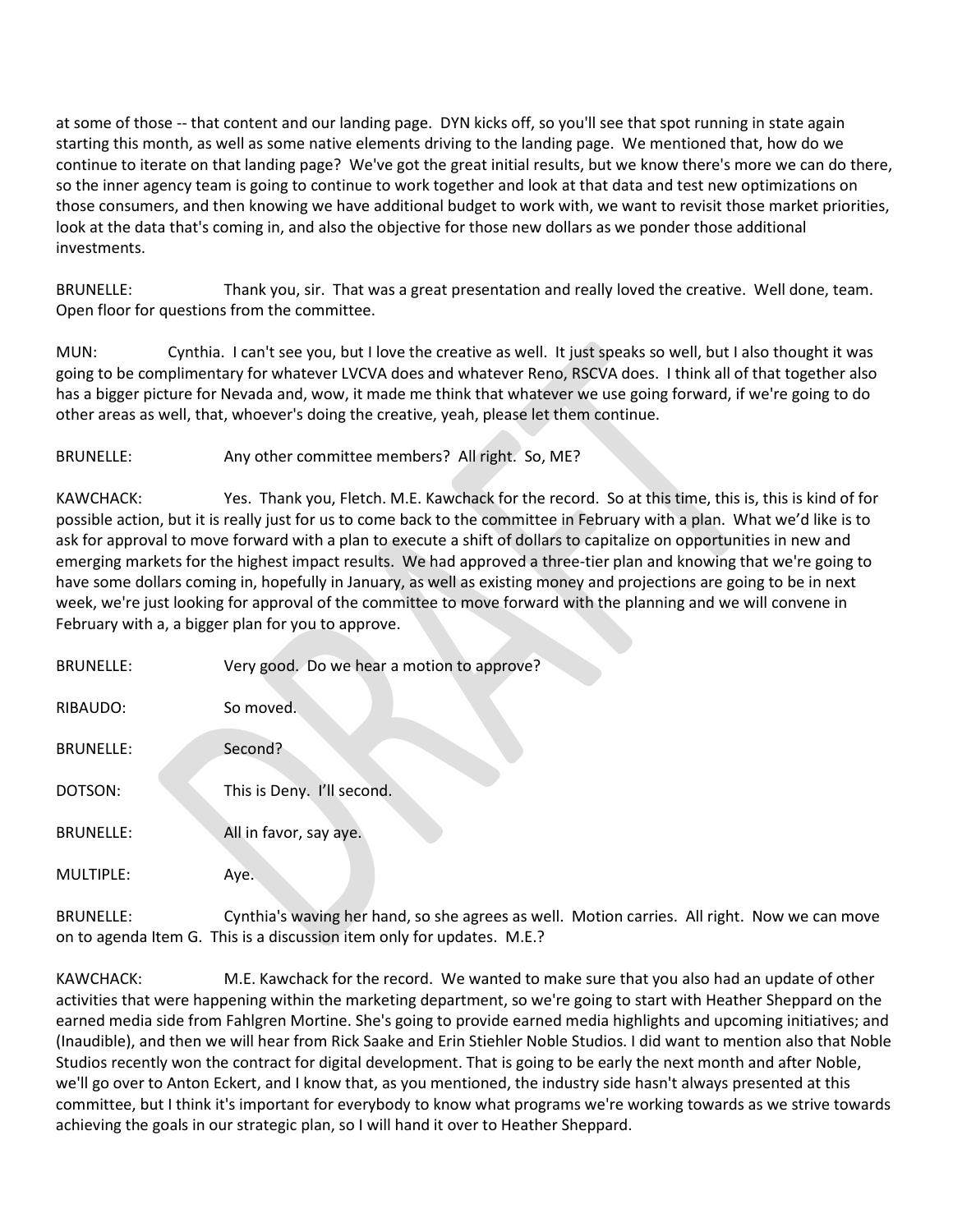at some of those -- that content and our landing page. DYN kicks off, so you'll see that spot running in state again starting this month, as well as some native elements driving to the landing page. We mentioned that, how do we continue to iterate on that landing page? We've got the great initial results, but we know there's more we can do there, so the inner agency team is going to continue to work together and look at that data and test new optimizations on those consumers, and then knowing we have additional budget to work with, we want to revisit those market priorities, look at the data that's coming in, and also the objective for those new dollars as we ponder those additional investments.

BRUNELLE: Thank you, sir. That was a great presentation and really loved the creative. Well done, team. Open floor for questions from the committee.

MUN: Cynthia. I can't see you, but I love the creative as well. It just speaks so well, but I also thought it was going to be complimentary for whatever LVCVA does and whatever Reno, RSCVA does. I think all of that together also has a bigger picture for Nevada and, wow, it made me think that whatever we use going forward, if we're going to do other areas as well, that, whoever's doing the creative, yeah, please let them continue.

BRUNELLE: Any other committee members? All right. So, ME?

KAWCHACK: Yes. Thank you, Fletch. M.E. Kawchack for the record. So at this time, this is, this is kind of for possible action, but it is really just for us to come back to the committee in February with a plan. What we'd like is to ask for approval to move forward with a plan to execute a shift of dollars to capitalize on opportunities in new and emerging markets for the highest impact results. We had approved a three-tier plan and knowing that we're going to have some dollars coming in, hopefully in January, as well as existing money and projections are going to be in next week, we're just looking for approval of the committee to move forward with the planning and we will convene in February with a, a bigger plan for you to approve.

BRUNELLE: Very good. Do we hear a motion to approve?

RIBAUDO: So moved.

BRUNELLE: Second?

DOTSON: This is Deny. I'll second.

BRUNELLE: All in favor, say aye.

MULTIPLE: Aye.

BRUNELLE: Cynthia's waving her hand, so she agrees as well. Motion carries. All right. Now we can move on to agenda Item G. This is a discussion item only for updates. M.E.?

KAWCHACK: M.E. Kawchack for the record. We wanted to make sure that you also had an update of other activities that were happening within the marketing department, so we're going to start with Heather Sheppard on the earned media side from Fahlgren Mortine. She's going to provide earned media highlights and upcoming initiatives; and (Inaudible), and then we will hear from Rick Saake and Erin Stiehler Noble Studios. I did want to mention also that Noble Studios recently won the contract for digital development. That is going to be early the next month and after Noble, we'll go over to Anton Eckert, and I know that, as you mentioned, the industry side hasn't always presented at this committee, but I think it's important for everybody to know what programs we're working towards as we strive towards achieving the goals in our strategic plan, so I will hand it over to Heather Sheppard.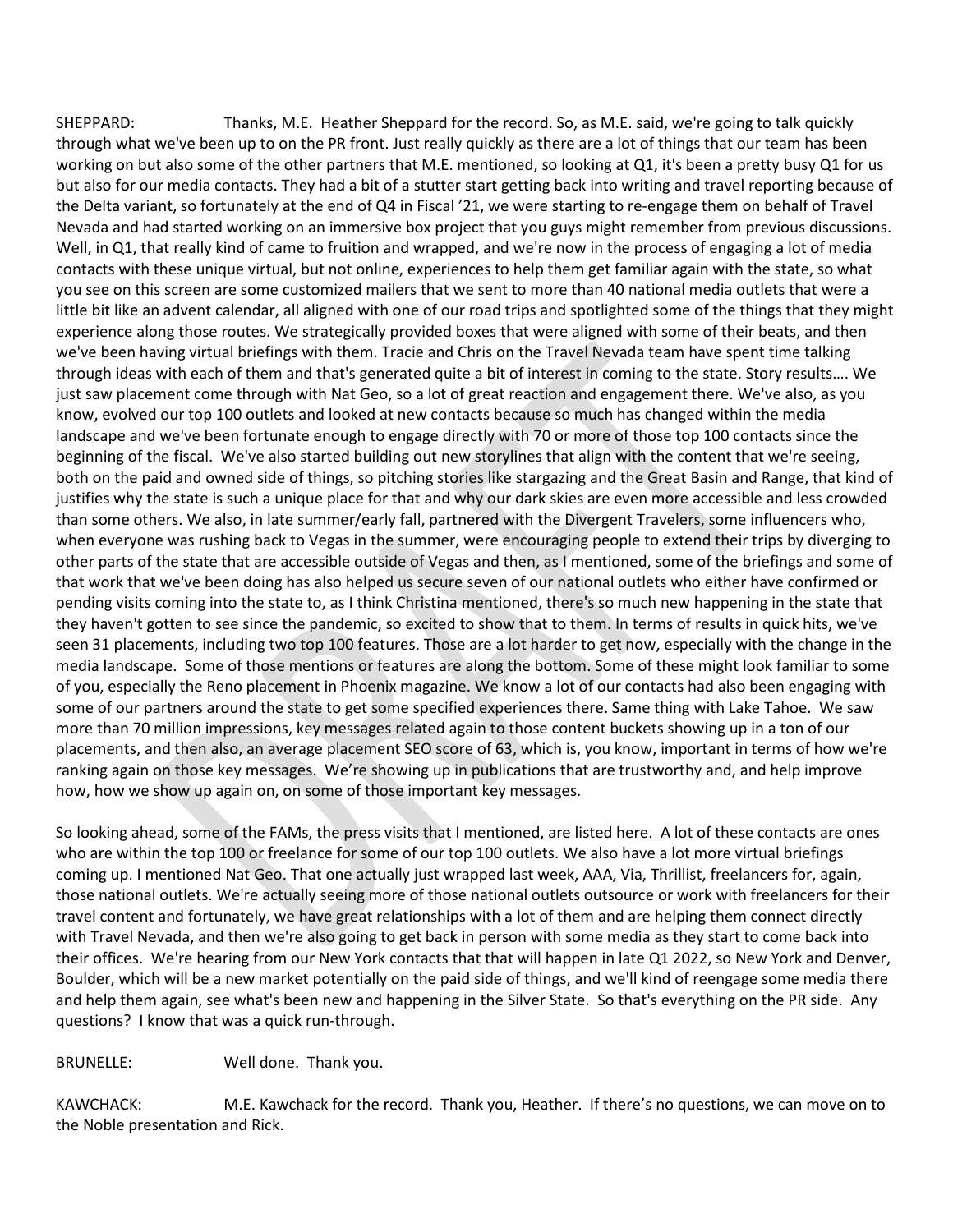SHEPPARD: Thanks, M.E. Heather Sheppard for the record. So, as M.E. said, we're going to talk quickly through what we've been up to on the PR front. Just really quickly as there are a lot of things that our team has been working on but also some of the other partners that M.E. mentioned, so looking at Q1, it's been a pretty busy Q1 for us but also for our media contacts. They had a bit of a stutter start getting back into writing and travel reporting because of the Delta variant, so fortunately at the end of Q4 in Fiscal '21, we were starting to re-engage them on behalf of Travel Nevada and had started working on an immersive box project that you guys might remember from previous discussions. Well, in Q1, that really kind of came to fruition and wrapped, and we're now in the process of engaging a lot of media contacts with these unique virtual, but not online, experiences to help them get familiar again with the state, so what you see on this screen are some customized mailers that we sent to more than 40 national media outlets that were a little bit like an advent calendar, all aligned with one of our road trips and spotlighted some of the things that they might experience along those routes. We strategically provided boxes that were aligned with some of their beats, and then we've been having virtual briefings with them. Tracie and Chris on the Travel Nevada team have spent time talking through ideas with each of them and that's generated quite a bit of interest in coming to the state. Story results…. We just saw placement come through with Nat Geo, so a lot of great reaction and engagement there. We've also, as you know, evolved our top 100 outlets and looked at new contacts because so much has changed within the media landscape and we've been fortunate enough to engage directly with 70 or more of those top 100 contacts since the beginning of the fiscal. We've also started building out new storylines that align with the content that we're seeing, both on the paid and owned side of things, so pitching stories like stargazing and the Great Basin and Range, that kind of justifies why the state is such a unique place for that and why our dark skies are even more accessible and less crowded than some others. We also, in late summer/early fall, partnered with the Divergent Travelers, some influencers who, when everyone was rushing back to Vegas in the summer, were encouraging people to extend their trips by diverging to other parts of the state that are accessible outside of Vegas and then, as I mentioned, some of the briefings and some of that work that we've been doing has also helped us secure seven of our national outlets who either have confirmed or pending visits coming into the state to, as I think Christina mentioned, there's so much new happening in the state that they haven't gotten to see since the pandemic, so excited to show that to them. In terms of results in quick hits, we've seen 31 placements, including two top 100 features. Those are a lot harder to get now, especially with the change in the media landscape. Some of those mentions or features are along the bottom. Some of these might look familiar to some of you, especially the Reno placement in Phoenix magazine. We know a lot of our contacts had also been engaging with some of our partners around the state to get some specified experiences there. Same thing with Lake Tahoe. We saw more than 70 million impressions, key messages related again to those content buckets showing up in a ton of our placements, and then also, an average placement SEO score of 63, which is, you know, important in terms of how we're ranking again on those key messages. We're showing up in publications that are trustworthy and, and help improve how, how we show up again on, on some of those important key messages.

So looking ahead, some of the FAMs, the press visits that I mentioned, are listed here. A lot of these contacts are ones who are within the top 100 or freelance for some of our top 100 outlets. We also have a lot more virtual briefings coming up. I mentioned Nat Geo. That one actually just wrapped last week, AAA, Via, Thrillist, freelancers for, again, those national outlets. We're actually seeing more of those national outlets outsource or work with freelancers for their travel content and fortunately, we have great relationships with a lot of them and are helping them connect directly with Travel Nevada, and then we're also going to get back in person with some media as they start to come back into their offices. We're hearing from our New York contacts that that will happen in late Q1 2022, so New York and Denver, Boulder, which will be a new market potentially on the paid side of things, and we'll kind of reengage some media there and help them again, see what's been new and happening in the Silver State. So that's everything on the PR side. Any questions? I know that was a quick run-through.

BRUNELLE: Well done. Thank you.

KAWCHACK: M.E. Kawchack for the record. Thank you, Heather. If there's no questions, we can move on to the Noble presentation and Rick.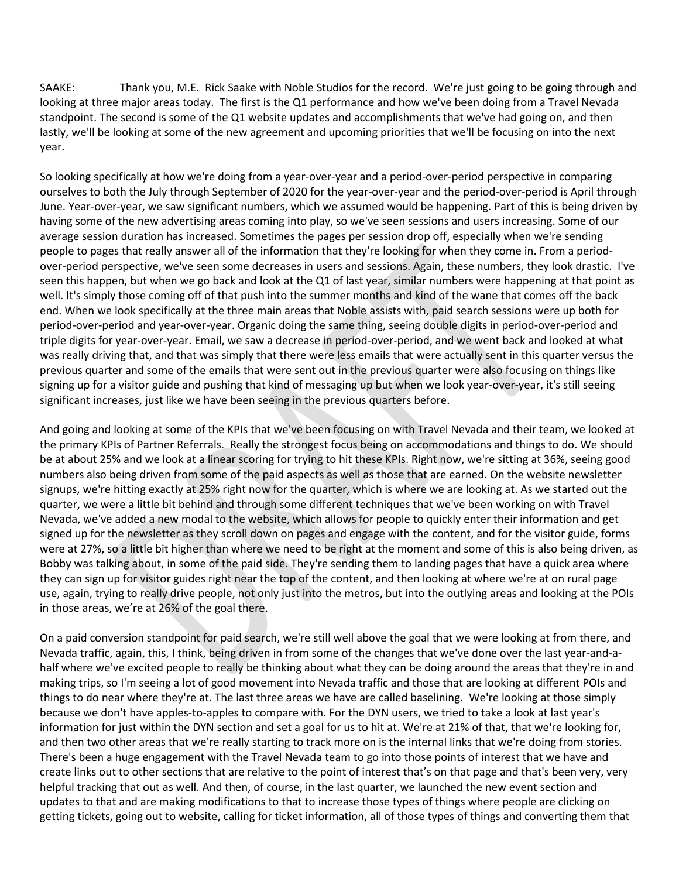SAAKE: Thank you, M.E. Rick Saake with Noble Studios for the record. We're just going to be going through and looking at three major areas today. The first is the Q1 performance and how we've been doing from a Travel Nevada standpoint. The second is some of the Q1 website updates and accomplishments that we've had going on, and then lastly, we'll be looking at some of the new agreement and upcoming priorities that we'll be focusing on into the next year.

So looking specifically at how we're doing from a year-over-year and a period-over-period perspective in comparing ourselves to both the July through September of 2020 for the year-over-year and the period-over-period is April through June. Year-over-year, we saw significant numbers, which we assumed would be happening. Part of this is being driven by having some of the new advertising areas coming into play, so we've seen sessions and users increasing. Some of our average session duration has increased. Sometimes the pages per session drop off, especially when we're sending people to pages that really answer all of the information that they're looking for when they come in. From a period-over-period perspective, we've seen some decreases in users and sessions. Again, these numbers, they look drastic. I've seen this happen, but when we go back and look at the Q1 of last year, similar numbers were happening at that point as well. It's simply those coming off of that push into the summer months and kind of the wane that comes off the back end. When we look specifically at the three main areas that Noble assists with, paid search sessions were up both for period-over-period and year-over-year. Organic doing the same thing, seeing double digits in period-over-period and triple digits for year-over-year. Email, we saw a decrease in period-over-period, and we went back and looked at what was really driving that, and that was simply that there were less emails that were actually sent in this quarter versus the previous quarter and some of the emails that were sent out in the previous quarter were also focusing on things like signing up for a visitor guide and pushing that kind of messaging up but when we look year-over-year, it's still seeing significant increases, just like we have been seeing in the previous quarters before.

And going and looking at some of the KPIs that we've been focusing on with Travel Nevada and their team, we looked at the primary KPIs of Partner Referrals. Really the strongest focus being on accommodations and things to do. We should be at about 25% and we look at a linear scoring for trying to hit these KPIs. Right now, we're sitting at 36%, seeing good numbers also being driven from some of the paid aspects as well as those that are earned. On the website newsletter signups, we're hitting exactly at 25% right now for the quarter, which is where we are looking at. As we started out the quarter, we were a little bit behind and through some different techniques that we've been working on with Travel Nevada, we've added a new modal to the website, which allows for people to quickly enter their information and get signed up for the newsletter as they scroll down on pages and engage with the content, and for the visitor guide, forms were at 27%, so a little bit higher than where we need to be right at the moment and some of this is also being driven, as Bobby was talking about, in some of the paid side. They're sending them to landing pages that have a quick area where they can sign up for visitor guides right near the top of the content, and then looking at where we're at on rural page use, again, trying to really drive people, not only just into the metros, but into the outlying areas and looking at the POIs in those areas, we're at 26% of the goal there.

On a paid conversion standpoint for paid search, we're still well above the goal that we were looking at from there, and Nevada traffic, again, this, I think, being driven in from some of the changes that we've done over the last year-and-a-half where we've excited people to really be thinking about what they can be doing around the areas that they're in and making trips, so I'm seeing a lot of good movement into Nevada traffic and those that are looking at different POIs and things to do near where they're at. The last three areas we have are called baselining. We're looking at those simply because we don't have apples-to-apples to compare with. For the DYN users, we tried to take a look at last year's information for just within the DYN section and set a goal for us to hit at. We're at 21% of that, that we're looking for, and then two other areas that we're really starting to track more on is the internal links that we're doing from stories. There's been a huge engagement with the Travel Nevada team to go into those points of interest that we have and create links out to other sections that are relative to the point of interest that's on that page and that's been very, very helpful tracking that out as well. And then, of course, in the last quarter, we launched the new event section and updates to that and are making modifications to that to increase those types of things where people are clicking on getting tickets, going out to website, calling for ticket information, all of those types of things and converting them that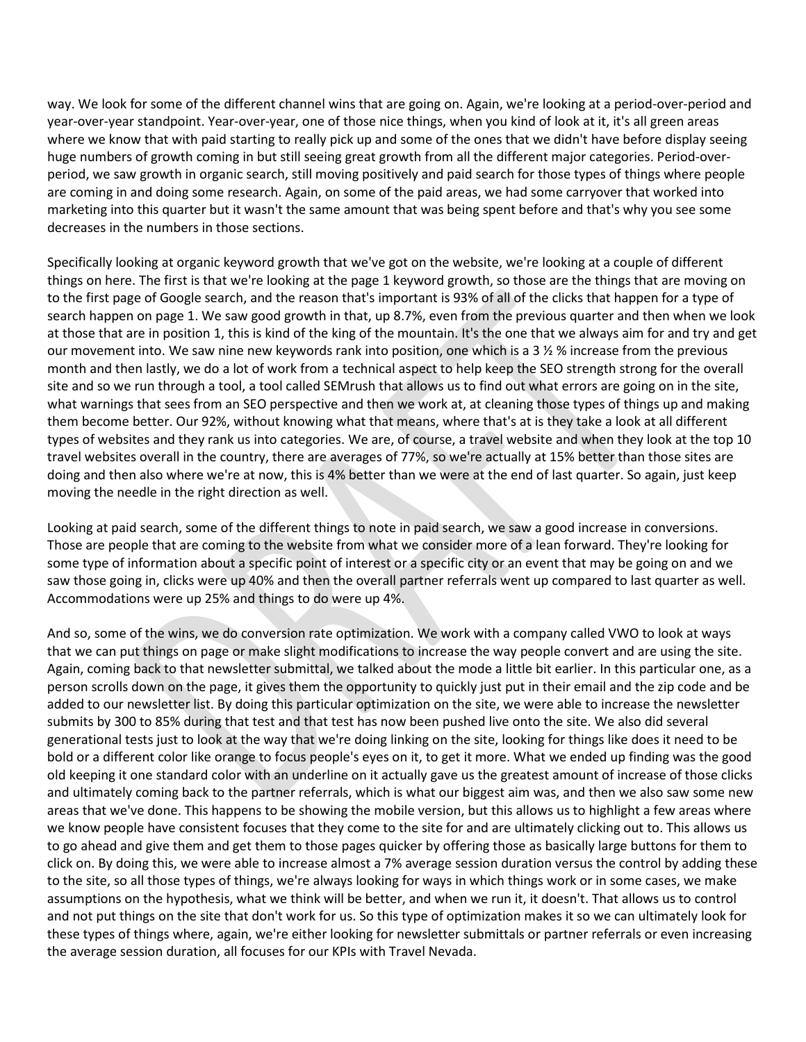way. We look for some of the different channel wins that are going on. Again, we're looking at a period-over-period and year-over-year standpoint. Year-over-year, one of those nice things, when you kind of look at it, it's all green areas where we know that with paid starting to really pick up and some of the ones that we didn't have before display seeing huge numbers of growth coming in but still seeing great growth from all the different major categories. Period-over-period, we saw growth in organic search, still moving positively and paid search for those types of things where people are coming in and doing some research. Again, on some of the paid areas, we had some carryover that worked into marketing into this quarter but it wasn't the same amount that was being spent before and that's why you see some decreases in the numbers in those sections.

Specifically looking at organic keyword growth that we've got on the website, we're looking at a couple of different things on here. The first is that we're looking at the page 1 keyword growth, so those are the things that are moving on to the first page of Google search, and the reason that's important is 93% of all of the clicks that happen for a type of search happen on page 1. We saw good growth in that, up 8.7%, even from the previous quarter and then when we look at those that are in position 1, this is kind of the king of the mountain. It's the one that we always aim for and try and get our movement into. We saw nine new keywords rank into position, one which is a 3 ½ % increase from the previous month and then lastly, we do a lot of work from a technical aspect to help keep the SEO strength strong for the overall site and so we run through a tool, a tool called SEMrush that allows us to find out what errors are going on in the site, what warnings that sees from an SEO perspective and then we work at, at cleaning those types of things up and making them become better. Our 92%, without knowing what that means, where that's at is they take a look at all different types of websites and they rank us into categories. We are, of course, a travel website and when they look at the top 10 travel websites overall in the country, there are averages of 77%, so we're actually at 15% better than those sites are doing and then also where we're at now, this is 4% better than we were at the end of last quarter. So again, just keep moving the needle in the right direction as well.

Looking at paid search, some of the different things to note in paid search, we saw a good increase in conversions. Those are people that are coming to the website from what we consider more of a lean forward. They're looking for some type of information about a specific point of interest or a specific city or an event that may be going on and we saw those going in, clicks were up 40% and then the overall partner referrals went up compared to last quarter as well. Accommodations were up 25% and things to do were up 4%.

And so, some of the wins, we do conversion rate optimization. We work with a company called VWO to look at ways that we can put things on page or make slight modifications to increase the way people convert and are using the site. Again, coming back to that newsletter submittal, we talked about the mode a little bit earlier. In this particular one, as a person scrolls down on the page, it gives them the opportunity to quickly just put in their email and the zip code and be added to our newsletter list. By doing this particular optimization on the site, we were able to increase the newsletter submits by 300 to 85% during that test and that test has now been pushed live onto the site. We also did several generational tests just to look at the way that we're doing linking on the site, looking for things like does it need to be bold or a different color like orange to focus people's eyes on it, to get it more. What we ended up finding was the good old keeping it one standard color with an underline on it actually gave us the greatest amount of increase of those clicks and ultimately coming back to the partner referrals, which is what our biggest aim was, and then we also saw some new areas that we've done. This happens to be showing the mobile version, but this allows us to highlight a few areas where we know people have consistent focuses that they come to the site for and are ultimately clicking out to. This allows us to go ahead and give them and get them to those pages quicker by offering those as basically large buttons for them to click on. By doing this, we were able to increase almost a 7% average session duration versus the control by adding these to the site, so all those types of things, we're always looking for ways in which things work or in some cases, we make assumptions on the hypothesis, what we think will be better, and when we run it, it doesn't. That allows us to control and not put things on the site that don't work for us. So this type of optimization makes it so we can ultimately look for these types of things where, again, we're either looking for newsletter submittals or partner referrals or even increasing the average session duration, all focuses for our KPIs with Travel Nevada.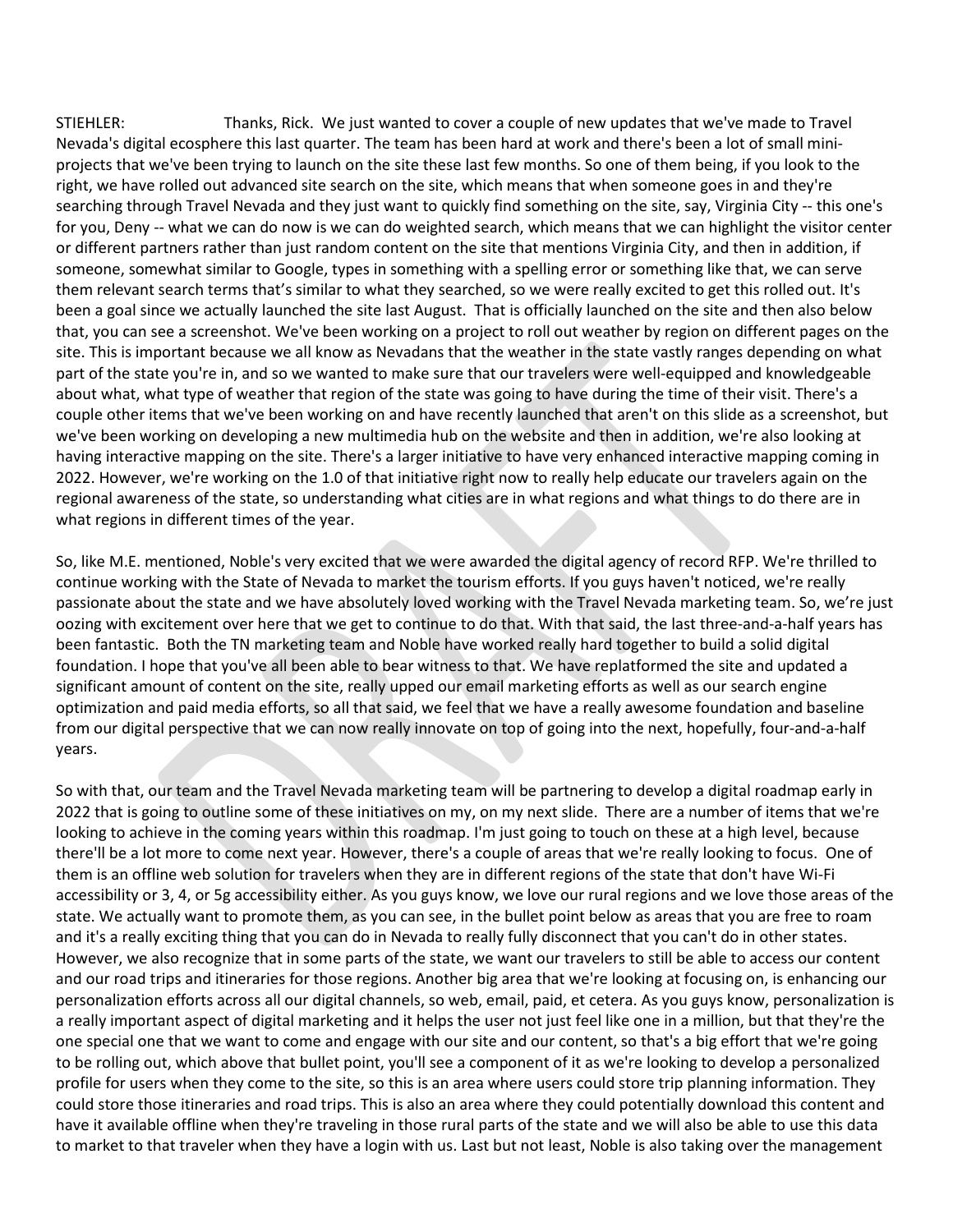STIEHLER: Thanks, Rick. We just wanted to cover a couple of new updates that we've made to Travel Nevada's digital ecosphere this last quarter. The team has been hard at work and there's been a lot of small mini-projects that we've been trying to launch on the site these last few months. So one of them being, if you look to the right, we have rolled out advanced site search on the site, which means that when someone goes in and they're searching through Travel Nevada and they just want to quickly find something on the site, say, Virginia City -- this one's for you, Deny -- what we can do now is we can do weighted search, which means that we can highlight the visitor center or different partners rather than just random content on the site that mentions Virginia City, and then in addition, if someone, somewhat similar to Google, types in something with a spelling error or something like that, we can serve them relevant search terms that's similar to what they searched, so we were really excited to get this rolled out. It's been a goal since we actually launched the site last August. That is officially launched on the site and then also below that, you can see a screenshot. We've been working on a project to roll out weather by region on different pages on the site. This is important because we all know as Nevadans that the weather in the state vastly ranges depending on what part of the state you're in, and so we wanted to make sure that our travelers were well-equipped and knowledgeable about what, what type of weather that region of the state was going to have during the time of their visit. There's a couple other items that we've been working on and have recently launched that aren't on this slide as a screenshot, but we've been working on developing a new multimedia hub on the website and then in addition, we're also looking at having interactive mapping on the site. There's a larger initiative to have very enhanced interactive mapping coming in 2022. However, we're working on the 1.0 of that initiative right now to really help educate our travelers again on the regional awareness of the state, so understanding what cities are in what regions and what things to do there are in what regions in different times of the year.

So, like M.E. mentioned, Noble's very excited that we were awarded the digital agency of record RFP. We're thrilled to continue working with the State of Nevada to market the tourism efforts. If you guys haven't noticed, we're really passionate about the state and we have absolutely loved working with the Travel Nevada marketing team. So, we're just oozing with excitement over here that we get to continue to do that. With that said, the last three-and-a-half years has been fantastic. Both the TN marketing team and Noble have worked really hard together to build a solid digital foundation. I hope that you've all been able to bear witness to that. We have replatformed the site and updated a significant amount of content on the site, really upped our email marketing efforts as well as our search engine optimization and paid media efforts, so all that said, we feel that we have a really awesome foundation and baseline from our digital perspective that we can now really innovate on top of going into the next, hopefully, four-and-a-half years.

So with that, our team and the Travel Nevada marketing team will be partnering to develop a digital roadmap early in 2022 that is going to outline some of these initiatives on my, on my next slide. There are a number of items that we're looking to achieve in the coming years within this roadmap. I'm just going to touch on these at a high level, because there'll be a lot more to come next year. However, there's a couple of areas that we're really looking to focus. One of them is an offline web solution for travelers when they are in different regions of the state that don't have Wi-Fi accessibility or 3, 4, or 5g accessibility either. As you guys know, we love our rural regions and we love those areas of the state. We actually want to promote them, as you can see, in the bullet point below as areas that you are free to roam and it's a really exciting thing that you can do in Nevada to really fully disconnect that you can't do in other states. However, we also recognize that in some parts of the state, we want our travelers to still be able to access our content and our road trips and itineraries for those regions. Another big area that we're looking at focusing on, is enhancing our personalization efforts across all our digital channels, so web, email, paid, et cetera. As you guys know, personalization is a really important aspect of digital marketing and it helps the user not just feel like one in a million, but that they're the one special one that we want to come and engage with our site and our content, so that's a big effort that we're going to be rolling out, which above that bullet point, you'll see a component of it as we're looking to develop a personalized profile for users when they come to the site, so this is an area where users could store trip planning information. They could store those itineraries and road trips. This is also an area where they could potentially download this content and have it available offline when they're traveling in those rural parts of the state and we will also be able to use this data to market to that traveler when they have a login with us. Last but not least, Noble is also taking over the management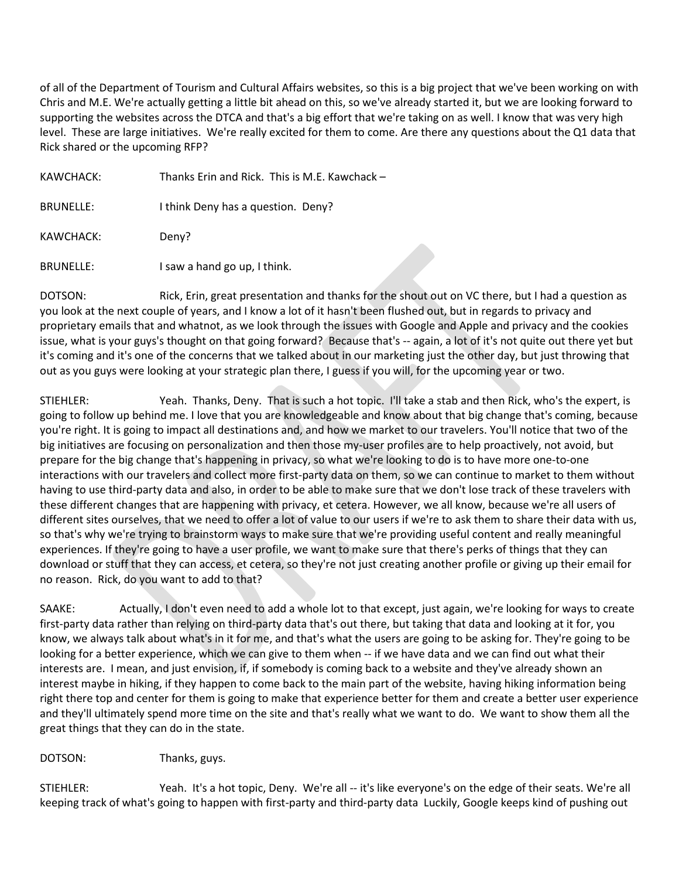of all of the Department of Tourism and Cultural Affairs websites, so this is a big project that we've been working on with Chris and M.E. We're actually getting a little bit ahead on this, so we've already started it, but we are looking forward to supporting the websites across the DTCA and that's a big effort that we're taking on as well. I know that was very high level. These are large initiatives. We're really excited for them to come. Are there any questions about the Q1 data that Rick shared or the upcoming RFP?

KAWCHACK: Thanks Erin and Rick. This is M.E. Kawchack –

BRUNELLE: I think Deny has a question. Deny?

KAWCHACK: Deny?

BRUNELLE: I saw a hand go up, I think.

DOTSON: Rick, Erin, great presentation and thanks for the shout out on VC there, but I had a question as you look at the next couple of years, and I know a lot of it hasn't been flushed out, but in regards to privacy and proprietary emails that and whatnot, as we look through the issues with Google and Apple and privacy and the cookies issue, what is your guys's thought on that going forward? Because that's -- again, a lot of it's not quite out there yet but it's coming and it's one of the concerns that we talked about in our marketing just the other day, but just throwing that out as you guys were looking at your strategic plan there, I guess if you will, for the upcoming year or two.

STIEHLER: Yeah. Thanks, Deny. That is such a hot topic. I'll take a stab and then Rick, who's the expert, is going to follow up behind me. I love that you are knowledgeable and know about that big change that's coming, because you're right. It is going to impact all destinations and, and how we market to our travelers. You'll notice that two of the big initiatives are focusing on personalization and then those my-user profiles are to help proactively, not avoid, but prepare for the big change that's happening in privacy, so what we're looking to do is to have more one-to-one interactions with our travelers and collect more first-party data on them, so we can continue to market to them without having to use third-party data and also, in order to be able to make sure that we don't lose track of these travelers with these different changes that are happening with privacy, et cetera. However, we all know, because we're all users of different sites ourselves, that we need to offer a lot of value to our users if we're to ask them to share their data with us, so that's why we're trying to brainstorm ways to make sure that we're providing useful content and really meaningful experiences. If they're going to have a user profile, we want to make sure that there's perks of things that they can download or stuff that they can access, et cetera, so they're not just creating another profile or giving up their email for no reason. Rick, do you want to add to that?

SAAKE: Actually, I don't even need to add a whole lot to that except, just again, we're looking for ways to create first-party data rather than relying on third-party data that's out there, but taking that data and looking at it for, you know, we always talk about what's in it for me, and that's what the users are going to be asking for. They're going to be looking for a better experience, which we can give to them when -- if we have data and we can find out what their interests are. I mean, and just envision, if, if somebody is coming back to a website and they've already shown an interest maybe in hiking, if they happen to come back to the main part of the website, having hiking information being right there top and center for them is going to make that experience better for them and create a better user experience and they'll ultimately spend more time on the site and that's really what we want to do. We want to show them all the great things that they can do in the state.

DOTSON: Thanks, guys.

STIEHLER: Yeah. It's a hot topic, Deny. We're all -- it's like everyone's on the edge of their seats. We're all keeping track of what's going to happen with first-party and third-party data Luckily, Google keeps kind of pushing out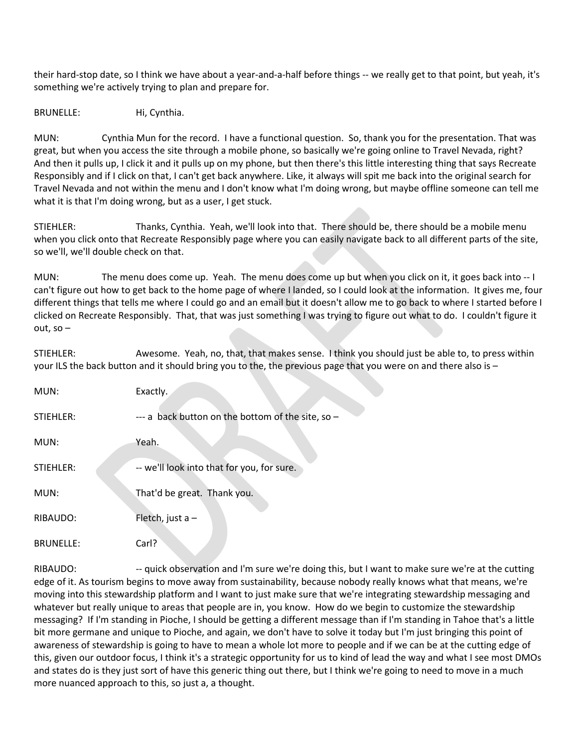their hard-stop date, so I think we have about a year-and-a-half before things -- we really get to that point, but yeah, it's something we're actively trying to plan and prepare for.

BRUNELLE: Hi, Cynthia.

MUN: Cynthia Mun for the record. I have a functional question. So, thank you for the presentation. That was great, but when you access the site through a mobile phone, so basically we're going online to Travel Nevada, right? And then it pulls up, I click it and it pulls up on my phone, but then there's this little interesting thing that says Recreate Responsibly and if I click on that, I can't get back anywhere. Like, it always will spit me back into the original search for Travel Nevada and not within the menu and I don't know what I'm doing wrong, but maybe offline someone can tell me what it is that I'm doing wrong, but as a user, I get stuck.

STIEHLER: Thanks, Cynthia. Yeah, we'll look into that. There should be, there should be a mobile menu when you click onto that Recreate Responsibly page where you can easily navigate back to all different parts of the site, so we'll, we'll double check on that.

MUN: The menu does come up. Yeah. The menu does come up but when you click on it, it goes back into -- I can't figure out how to get back to the home page of where I landed, so I could look at the information. It gives me, four different things that tells me where I could go and an email but it doesn't allow me to go back to where I started before I clicked on Recreate Responsibly. That, that was just something I was trying to figure out what to do. I couldn't figure it out, so –

STIEHLER: Awesome. Yeah, no, that, that makes sense. I think you should just be able to, to press within your ILS the back button and it should bring you to the, the previous page that you were on and there also is –

MUN: Exactly.

STIEHLER: --- a back button on the bottom of the site, so –

MUN: Yeah.

STIEHLER: -- we'll look into that for you, for sure.

MUN: That'd be great. Thank you.

RIBAUDO: Fletch, just a –

BRUNELLE: Carl?

RIBAUDO: -- quick observation and I'm sure we're doing this, but I want to make sure we're at the cutting edge of it. As tourism begins to move away from sustainability, because nobody really knows what that means, we're moving into this stewardship platform and I want to just make sure that we're integrating stewardship messaging and whatever but really unique to areas that people are in, you know. How do we begin to customize the stewardship messaging? If I'm standing in Pioche, I should be getting a different message than if I'm standing in Tahoe that's a little bit more germane and unique to Pioche, and again, we don't have to solve it today but I'm just bringing this point of awareness of stewardship is going to have to mean a whole lot more to people and if we can be at the cutting edge of this, given our outdoor focus, I think it's a strategic opportunity for us to kind of lead the way and what I see most DMOs and states do is they just sort of have this generic thing out there, but I think we're going to need to move in a much more nuanced approach to this, so just a, a thought.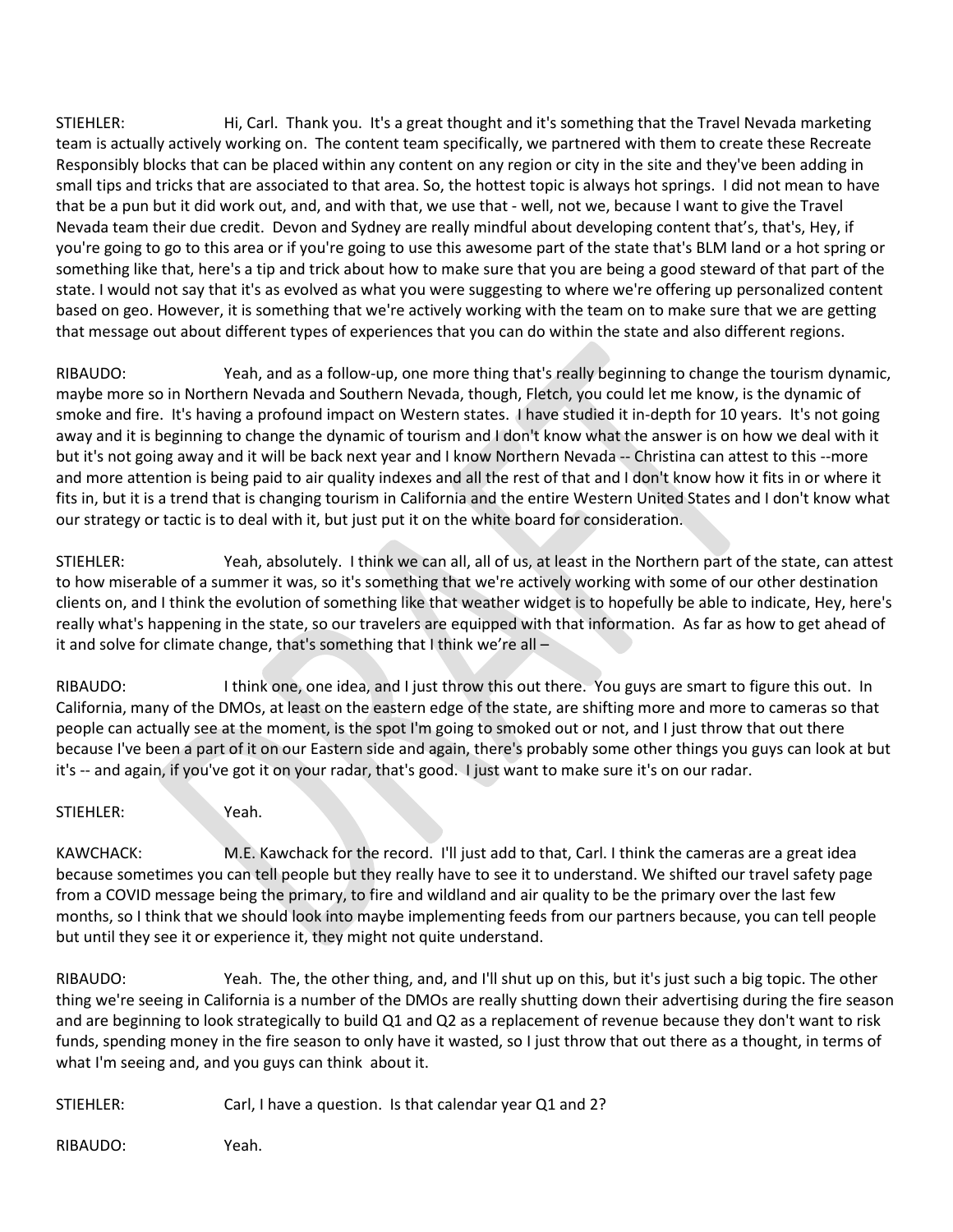STIEHLER: Hi, Carl. Thank you. It's a great thought and it's something that the Travel Nevada marketing team is actually actively working on. The content team specifically, we partnered with them to create these Recreate Responsibly blocks that can be placed within any content on any region or city in the site and they've been adding in small tips and tricks that are associated to that area. So, the hottest topic is always hot springs. I did not mean to have that be a pun but it did work out, and, and with that, we use that - well, not we, because I want to give the Travel Nevada team their due credit. Devon and Sydney are really mindful about developing content that's, that's, Hey, if you're going to go to this area or if you're going to use this awesome part of the state that's BLM land or a hot spring or something like that, here's a tip and trick about how to make sure that you are being a good steward of that part of the state. I would not say that it's as evolved as what you were suggesting to where we're offering up personalized content based on geo. However, it is something that we're actively working with the team on to make sure that we are getting that message out about different types of experiences that you can do within the state and also different regions.

RIBAUDO: Yeah, and as a follow-up, one more thing that's really beginning to change the tourism dynamic, maybe more so in Northern Nevada and Southern Nevada, though, Fletch, you could let me know, is the dynamic of smoke and fire. It's having a profound impact on Western states. I have studied it in-depth for 10 years. It's not going away and it is beginning to change the dynamic of tourism and I don't know what the answer is on how we deal with it but it's not going away and it will be back next year and I know Northern Nevada -- Christina can attest to this --more and more attention is being paid to air quality indexes and all the rest of that and I don't know how it fits in or where it fits in, but it is a trend that is changing tourism in California and the entire Western United States and I don't know what our strategy or tactic is to deal with it, but just put it on the white board for consideration.

STIEHLER: Yeah, absolutely. I think we can all, all of us, at least in the Northern part of the state, can attest to how miserable of a summer it was, so it's something that we're actively working with some of our other destination clients on, and I think the evolution of something like that weather widget is to hopefully be able to indicate, Hey, here's really what's happening in the state, so our travelers are equipped with that information. As far as how to get ahead of it and solve for climate change, that's something that I think we're all –

RIBAUDO: I think one, one idea, and I just throw this out there. You guys are smart to figure this out. In California, many of the DMOs, at least on the eastern edge of the state, are shifting more and more to cameras so that people can actually see at the moment, is the spot I'm going to smoked out or not, and I just throw that out there because I've been a part of it on our Eastern side and again, there's probably some other things you guys can look at but it's -- and again, if you've got it on your radar, that's good. I just want to make sure it's on our radar.

STIEHLER: Yeah.

KAWCHACK: M.E. Kawchack for the record. I'll just add to that, Carl. I think the cameras are a great idea because sometimes you can tell people but they really have to see it to understand. We shifted our travel safety page from a COVID message being the primary, to fire and wildland and air quality to be the primary over the last few months, so I think that we should look into maybe implementing feeds from our partners because, you can tell people but until they see it or experience it, they might not quite understand.

RIBAUDO: Yeah. The, the other thing, and, and I'll shut up on this, but it's just such a big topic. The other thing we're seeing in California is a number of the DMOs are really shutting down their advertising during the fire season and are beginning to look strategically to build Q1 and Q2 as a replacement of revenue because they don't want to risk funds, spending money in the fire season to only have it wasted, so I just throw that out there as a thought, in terms of what I'm seeing and, and you guys can think about it.

STIEHLER: Carl, I have a question. Is that calendar year Q1 and 2?

RIBAUDO: Yeah.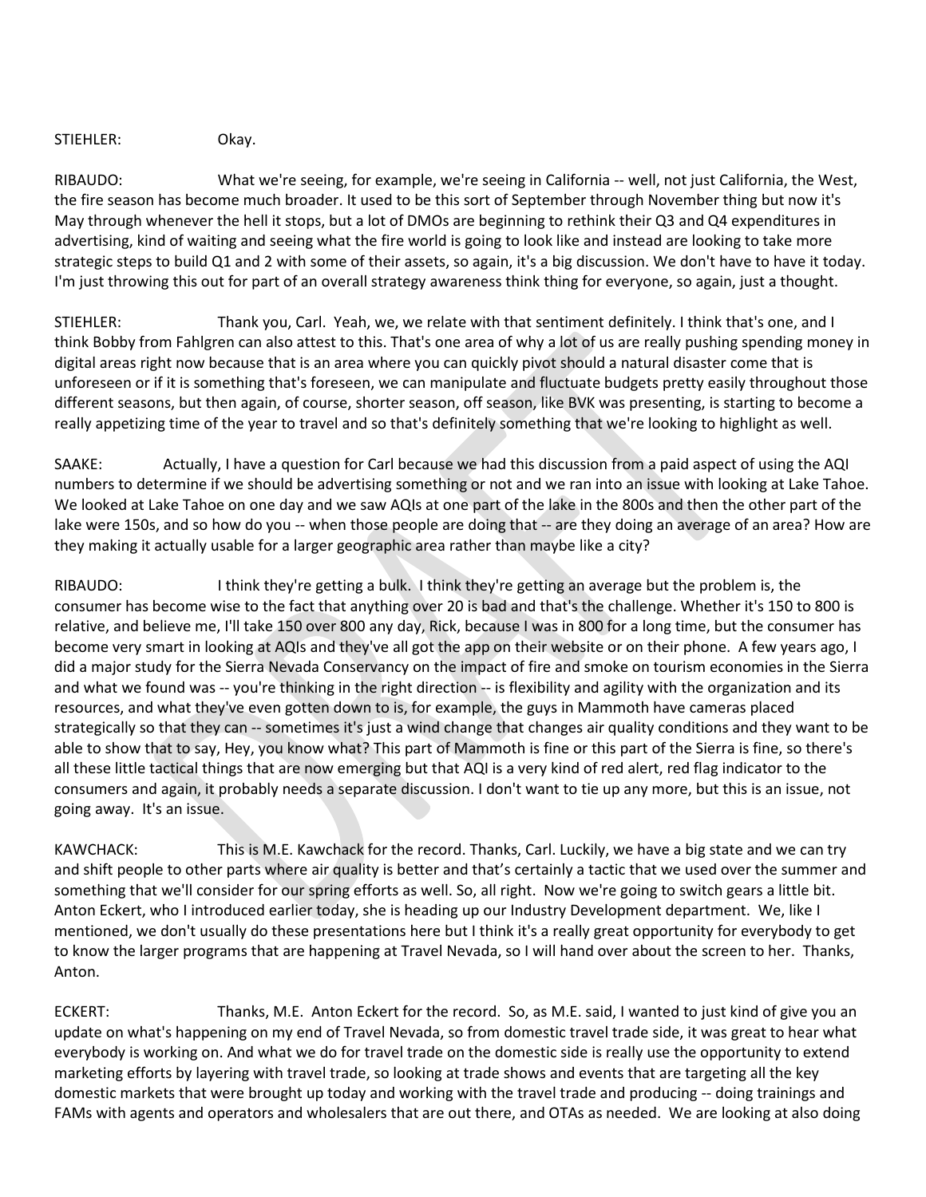STIEHLER: Okay.

RIBAUDO: What we're seeing, for example, we're seeing in California -- well, not just California, the West, the fire season has become much broader. It used to be this sort of September through November thing but now it's May through whenever the hell it stops, but a lot of DMOs are beginning to rethink their Q3 and Q4 expenditures in advertising, kind of waiting and seeing what the fire world is going to look like and instead are looking to take more strategic steps to build Q1 and 2 with some of their assets, so again, it's a big discussion. We don't have to have it today. I'm just throwing this out for part of an overall strategy awareness think thing for everyone, so again, just a thought.

STIEHLER: Thank you, Carl. Yeah, we, we relate with that sentiment definitely. I think that's one, and I think Bobby from Fahlgren can also attest to this. That's one area of why a lot of us are really pushing spending money in digital areas right now because that is an area where you can quickly pivot should a natural disaster come that is unforeseen or if it is something that's foreseen, we can manipulate and fluctuate budgets pretty easily throughout those different seasons, but then again, of course, shorter season, off season, like BVK was presenting, is starting to become a really appetizing time of the year to travel and so that's definitely something that we're looking to highlight as well.

SAAKE: Actually, I have a question for Carl because we had this discussion from a paid aspect of using the AQI numbers to determine if we should be advertising something or not and we ran into an issue with looking at Lake Tahoe. We looked at Lake Tahoe on one day and we saw AQIs at one part of the lake in the 800s and then the other part of the lake were 150s, and so how do you -- when those people are doing that -- are they doing an average of an area? How are they making it actually usable for a larger geographic area rather than maybe like a city?

RIBAUDO: I think they're getting a bulk. I think they're getting an average but the problem is, the consumer has become wise to the fact that anything over 20 is bad and that's the challenge. Whether it's 150 to 800 is relative, and believe me, I'll take 150 over 800 any day, Rick, because I was in 800 for a long time, but the consumer has become very smart in looking at AQIs and they've all got the app on their website or on their phone. A few years ago, I did a major study for the Sierra Nevada Conservancy on the impact of fire and smoke on tourism economies in the Sierra and what we found was -- you're thinking in the right direction -- is flexibility and agility with the organization and its resources, and what they've even gotten down to is, for example, the guys in Mammoth have cameras placed strategically so that they can -- sometimes it's just a wind change that changes air quality conditions and they want to be able to show that to say, Hey, you know what? This part of Mammoth is fine or this part of the Sierra is fine, so there's all these little tactical things that are now emerging but that AQI is a very kind of red alert, red flag indicator to the consumers and again, it probably needs a separate discussion. I don't want to tie up any more, but this is an issue, not going away. It's an issue.

KAWCHACK: This is M.E. Kawchack for the record. Thanks, Carl. Luckily, we have a big state and we can try and shift people to other parts where air quality is better and that's certainly a tactic that we used over the summer and something that we'll consider for our spring efforts as well. So, all right. Now we're going to switch gears a little bit. Anton Eckert, who I introduced earlier today, she is heading up our Industry Development department. We, like I mentioned, we don't usually do these presentations here but I think it's a really great opportunity for everybody to get to know the larger programs that are happening at Travel Nevada, so I will hand over about the screen to her. Thanks, Anton.

ECKERT: Thanks, M.E. Anton Eckert for the record. So, as M.E. said, I wanted to just kind of give you an update on what's happening on my end of Travel Nevada, so from domestic travel trade side, it was great to hear what everybody is working on. And what we do for travel trade on the domestic side is really use the opportunity to extend marketing efforts by layering with travel trade, so looking at trade shows and events that are targeting all the key domestic markets that were brought up today and working with the travel trade and producing -- doing trainings and FAMs with agents and operators and wholesalers that are out there, and OTAs as needed. We are looking at also doing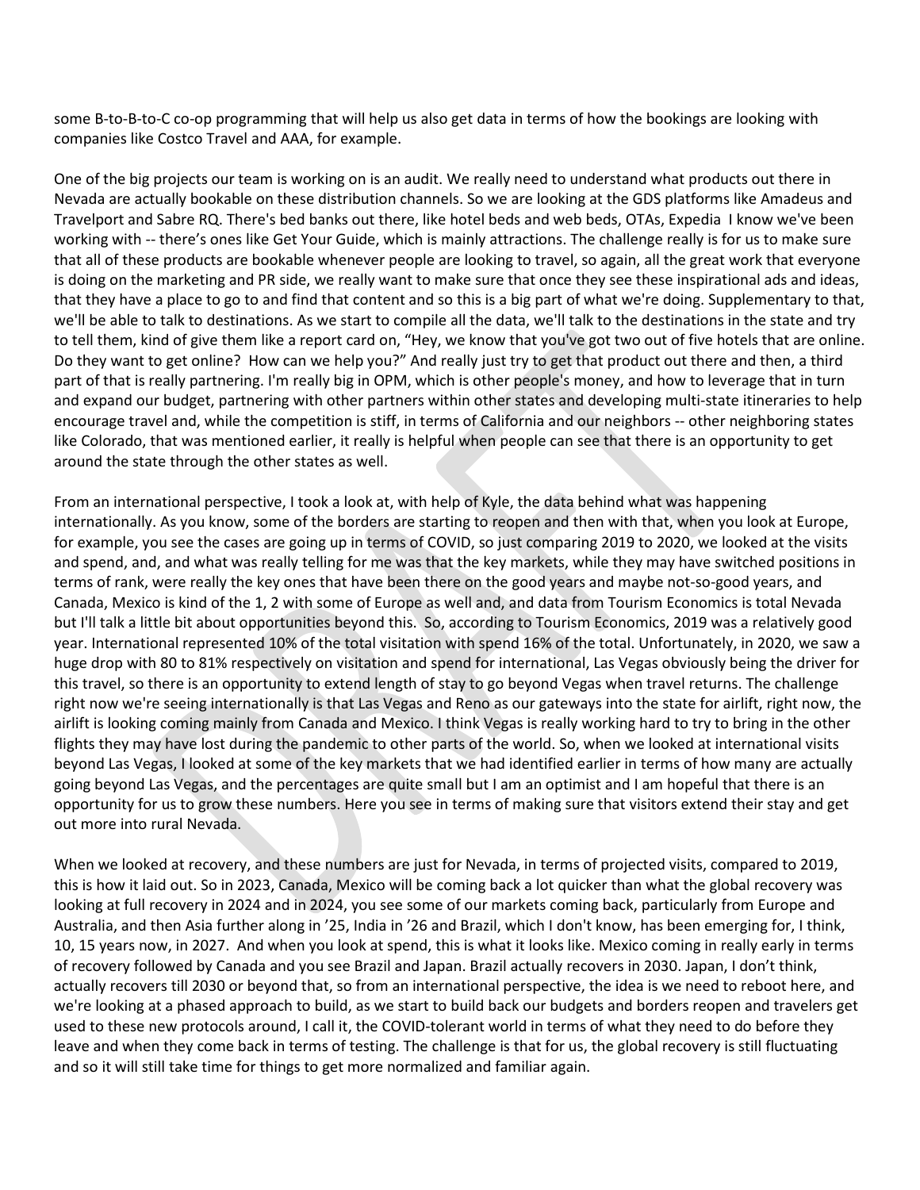some B-to-B-to-C co-op programming that will help us also get data in terms of how the bookings are looking with companies like Costco Travel and AAA, for example.

One of the big projects our team is working on is an audit. We really need to understand what products out there in Nevada are actually bookable on these distribution channels. So we are looking at the GDS platforms like Amadeus and Travelport and Sabre RQ. There's bed banks out there, like hotel beds and web beds, OTAs, Expedia I know we've been working with -- there's ones like Get Your Guide, which is mainly attractions. The challenge really is for us to make sure that all of these products are bookable whenever people are looking to travel, so again, all the great work that everyone is doing on the marketing and PR side, we really want to make sure that once they see these inspirational ads and ideas, that they have a place to go to and find that content and so this is a big part of what we're doing. Supplementary to that, we'll be able to talk to destinations. As we start to compile all the data, we'll talk to the destinations in the state and try to tell them, kind of give them like a report card on, "Hey, we know that you've got two out of five hotels that are online. Do they want to get online? How can we help you?" And really just try to get that product out there and then, a third part of that is really partnering. I'm really big in OPM, which is other people's money, and how to leverage that in turn and expand our budget, partnering with other partners within other states and developing multi-state itineraries to help encourage travel and, while the competition is stiff, in terms of California and our neighbors -- other neighboring states like Colorado, that was mentioned earlier, it really is helpful when people can see that there is an opportunity to get around the state through the other states as well.

From an international perspective, I took a look at, with help of Kyle, the data behind what was happening internationally. As you know, some of the borders are starting to reopen and then with that, when you look at Europe, for example, you see the cases are going up in terms of COVID, so just comparing 2019 to 2020, we looked at the visits and spend, and, and what was really telling for me was that the key markets, while they may have switched positions in terms of rank, were really the key ones that have been there on the good years and maybe not-so-good years, and Canada, Mexico is kind of the 1, 2 with some of Europe as well and, and data from Tourism Economics is total Nevada but I'll talk a little bit about opportunities beyond this. So, according to Tourism Economics, 2019 was a relatively good year. International represented 10% of the total visitation with spend 16% of the total. Unfortunately, in 2020, we saw a huge drop with 80 to 81% respectively on visitation and spend for international, Las Vegas obviously being the driver for this travel, so there is an opportunity to extend length of stay to go beyond Vegas when travel returns. The challenge right now we're seeing internationally is that Las Vegas and Reno as our gateways into the state for airlift, right now, the airlift is looking coming mainly from Canada and Mexico. I think Vegas is really working hard to try to bring in the other flights they may have lost during the pandemic to other parts of the world. So, when we looked at international visits beyond Las Vegas, I looked at some of the key markets that we had identified earlier in terms of how many are actually going beyond Las Vegas, and the percentages are quite small but I am an optimist and I am hopeful that there is an opportunity for us to grow these numbers. Here you see in terms of making sure that visitors extend their stay and get out more into rural Nevada.

When we looked at recovery, and these numbers are just for Nevada, in terms of projected visits, compared to 2019, this is how it laid out. So in 2023, Canada, Mexico will be coming back a lot quicker than what the global recovery was looking at full recovery in 2024 and in 2024, you see some of our markets coming back, particularly from Europe and Australia, and then Asia further along in '25, India in '26 and Brazil, which I don't know, has been emerging for, I think, 10, 15 years now, in 2027. And when you look at spend, this is what it looks like. Mexico coming in really early in terms of recovery followed by Canada and you see Brazil and Japan. Brazil actually recovers in 2030. Japan, I don't think, actually recovers till 2030 or beyond that, so from an international perspective, the idea is we need to reboot here, and we're looking at a phased approach to build, as we start to build back our budgets and borders reopen and travelers get used to these new protocols around, I call it, the COVID-tolerant world in terms of what they need to do before they leave and when they come back in terms of testing. The challenge is that for us, the global recovery is still fluctuating and so it will still take time for things to get more normalized and familiar again.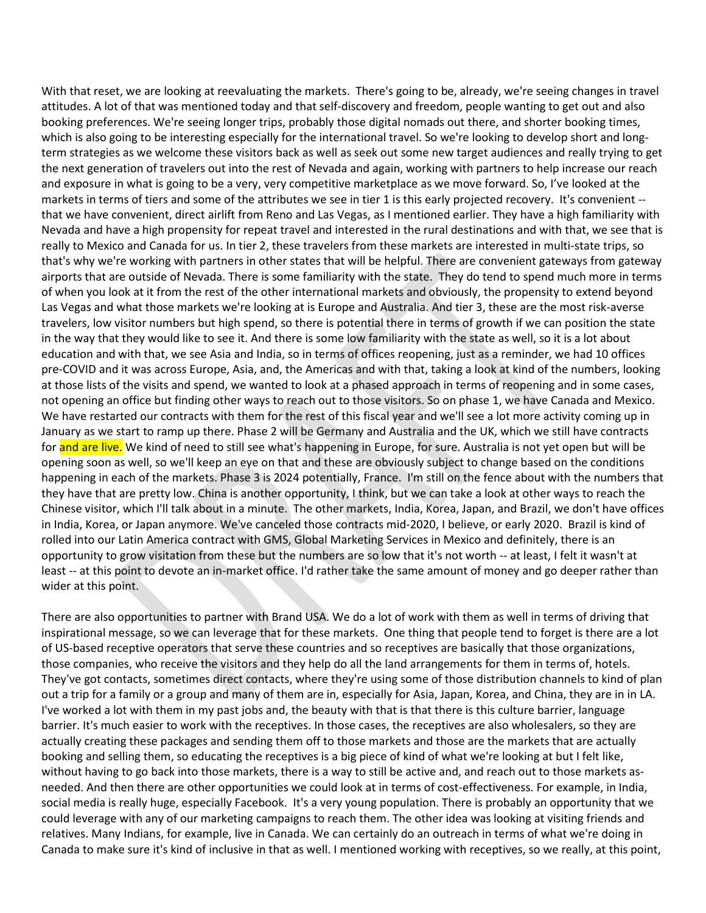With that reset, we are looking at reevaluating the markets. There's going to be, already, we're seeing changes in travel attitudes. A lot of that was mentioned today and that self-discovery and freedom, people wanting to get out and also booking preferences. We're seeing longer trips, probably those digital nomads out there, and shorter booking times, which is also going to be interesting especially for the international travel. So we're looking to develop short and long-term strategies as we welcome these visitors back as well as seek out some new target audiences and really trying to get the next generation of travelers out into the rest of Nevada and again, working with partners to help increase our reach and exposure in what is going to be a very, very competitive marketplace as we move forward. So, I've looked at the markets in terms of tiers and some of the attributes we see in tier 1 is this early projected recovery. It's convenient -- that we have convenient, direct airlift from Reno and Las Vegas, as I mentioned earlier. They have a high familiarity with Nevada and have a high propensity for repeat travel and interested in the rural destinations and with that, we see that is really to Mexico and Canada for us. In tier 2, these travelers from these markets are interested in multi-state trips, so that's why we're working with partners in other states that will be helpful. There are convenient gateways from gateway airports that are outside of Nevada. There is some familiarity with the state. They do tend to spend much more in terms of when you look at it from the rest of the other international markets and obviously, the propensity to extend beyond Las Vegas and what those markets we're looking at is Europe and Australia. And tier 3, these are the most risk-averse travelers, low visitor numbers but high spend, so there is potential there in terms of growth if we can position the state in the way that they would like to see it. And there is some low familiarity with the state as well, so it is a lot about education and with that, we see Asia and India, so in terms of offices reopening, just as a reminder, we had 10 offices pre-COVID and it was across Europe, Asia, and, the Americas and with that, taking a look at kind of the numbers, looking at those lists of the visits and spend, we wanted to look at a phased approach in terms of reopening and in some cases, not opening an office but finding other ways to reach out to those visitors. So on phase 1, we have Canada and Mexico. We have restarted our contracts with them for the rest of this fiscal year and we'll see a lot more activity coming up in January as we start to ramp up there. Phase 2 will be Germany and Australia and the UK, which we still have contracts for and are live. We kind of need to still see what's happening in Europe, for sure. Australia is not yet open but will be opening soon as well, so we'll keep an eye on that and these are obviously subject to change based on the conditions happening in each of the markets. Phase 3 is 2024 potentially, France. I'm still on the fence about with the numbers that they have that are pretty low. China is another opportunity, I think, but we can take a look at other ways to reach the Chinese visitor, which I'll talk about in a minute. The other markets, India, Korea, Japan, and Brazil, we don't have offices in India, Korea, or Japan anymore. We've canceled those contracts mid-2020, I believe, or early 2020. Brazil is kind of rolled into our Latin America contract with GMS, Global Marketing Services in Mexico and definitely, there is an opportunity to grow visitation from these but the numbers are so low that it's not worth -- at least, I felt it wasn't at least -- at this point to devote an in-market office. I'd rather take the same amount of money and go deeper rather than wider at this point.

There are also opportunities to partner with Brand USA. We do a lot of work with them as well in terms of driving that inspirational message, so we can leverage that for these markets. One thing that people tend to forget is there are a lot of US-based receptive operators that serve these countries and so receptives are basically that those organizations, those companies, who receive the visitors and they help do all the land arrangements for them in terms of, hotels. They've got contacts, sometimes direct contacts, where they're using some of those distribution channels to kind of plan out a trip for a family or a group and many of them are in, especially for Asia, Japan, Korea, and China, they are in in LA. I've worked a lot with them in my past jobs and, the beauty with that is that there is this culture barrier, language barrier. It's much easier to work with the receptives. In those cases, the receptives are also wholesalers, so they are actually creating these packages and sending them off to those markets and those are the markets that are actually booking and selling them, so educating the receptives is a big piece of kind of what we're looking at but I felt like, without having to go back into those markets, there is a way to still be active and, and reach out to those markets as-needed. And then there are other opportunities we could look at in terms of cost-effectiveness. For example, in India, social media is really huge, especially Facebook. It's a very young population. There is probably an opportunity that we could leverage with any of our marketing campaigns to reach them. The other idea was looking at visiting friends and relatives. Many Indians, for example, live in Canada. We can certainly do an outreach in terms of what we're doing in Canada to make sure it's kind of inclusive in that as well. I mentioned working with receptives, so we really, at this point,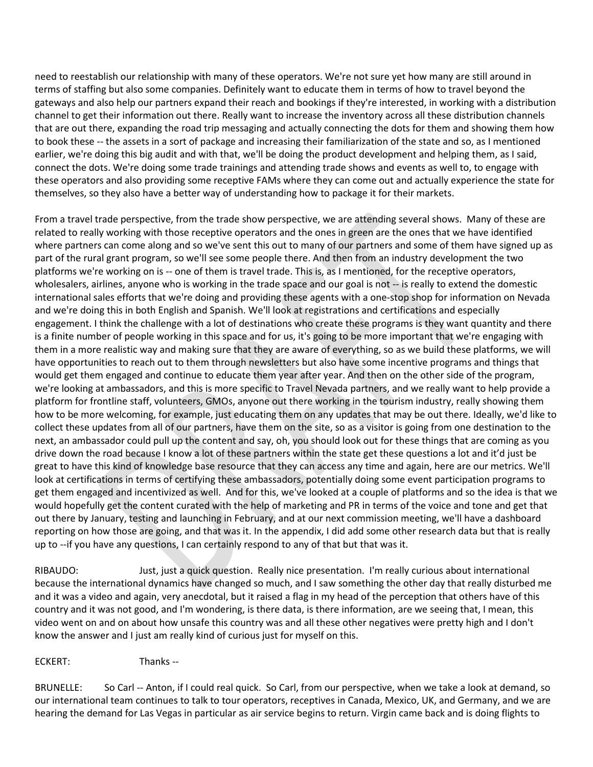need to reestablish our relationship with many of these operators. We're not sure yet how many are still around in terms of staffing but also some companies. Definitely want to educate them in terms of how to travel beyond the gateways and also help our partners expand their reach and bookings if they're interested, in working with a distribution channel to get their information out there. Really want to increase the inventory across all these distribution channels that are out there, expanding the road trip messaging and actually connecting the dots for them and showing them how to book these -- the assets in a sort of package and increasing their familiarization of the state and so, as I mentioned earlier, we're doing this big audit and with that, we'll be doing the product development and helping them, as I said, connect the dots. We're doing some trade trainings and attending trade shows and events as well to, to engage with these operators and also providing some receptive FAMs where they can come out and actually experience the state for themselves, so they also have a better way of understanding how to package it for their markets.

From a travel trade perspective, from the trade show perspective, we are attending several shows. Many of these are related to really working with those receptive operators and the ones in green are the ones that we have identified where partners can come along and so we've sent this out to many of our partners and some of them have signed up as part of the rural grant program, so we'll see some people there. And then from an industry development the two platforms we're working on is -- one of them is travel trade. This is, as I mentioned, for the receptive operators, wholesalers, airlines, anyone who is working in the trade space and our goal is not -- is really to extend the domestic international sales efforts that we're doing and providing these agents with a one-stop shop for information on Nevada and we're doing this in both English and Spanish. We'll look at registrations and certifications and especially engagement. I think the challenge with a lot of destinations who create these programs is they want quantity and there is a finite number of people working in this space and for us, it's going to be more important that we're engaging with them in a more realistic way and making sure that they are aware of everything, so as we build these platforms, we will have opportunities to reach out to them through newsletters but also have some incentive programs and things that would get them engaged and continue to educate them year after year. And then on the other side of the program, we're looking at ambassadors, and this is more specific to Travel Nevada partners, and we really want to help provide a platform for frontline staff, volunteers, GMOs, anyone out there working in the tourism industry, really showing them how to be more welcoming, for example, just educating them on any updates that may be out there. Ideally, we'd like to collect these updates from all of our partners, have them on the site, so as a visitor is going from one destination to the next, an ambassador could pull up the content and say, oh, you should look out for these things that are coming as you drive down the road because I know a lot of these partners within the state get these questions a lot and it'd just be great to have this kind of knowledge base resource that they can access any time and again, here are our metrics. We'll look at certifications in terms of certifying these ambassadors, potentially doing some event participation programs to get them engaged and incentivized as well. And for this, we've looked at a couple of platforms and so the idea is that we would hopefully get the content curated with the help of marketing and PR in terms of the voice and tone and get that out there by January, testing and launching in February, and at our next commission meeting, we'll have a dashboard reporting on how those are going, and that was it. In the appendix, I did add some other research data but that is really up to --if you have any questions, I can certainly respond to any of that but that was it.

RIBAUDO: Just, just a quick question. Really nice presentation. I'm really curious about international because the international dynamics have changed so much, and I saw something the other day that really disturbed me and it was a video and again, very anecdotal, but it raised a flag in my head of the perception that others have of this country and it was not good, and I'm wondering, is there data, is there information, are we seeing that, I mean, this video went on and on about how unsafe this country was and all these other negatives were pretty high and I don't know the answer and I just am really kind of curious just for myself on this.

ECKERT: Thanks --

BRUNELLE: So Carl -- Anton, if I could real quick. So Carl, from our perspective, when we take a look at demand, so our international team continues to talk to tour operators, receptives in Canada, Mexico, UK, and Germany, and we are hearing the demand for Las Vegas in particular as air service begins to return. Virgin came back and is doing flights to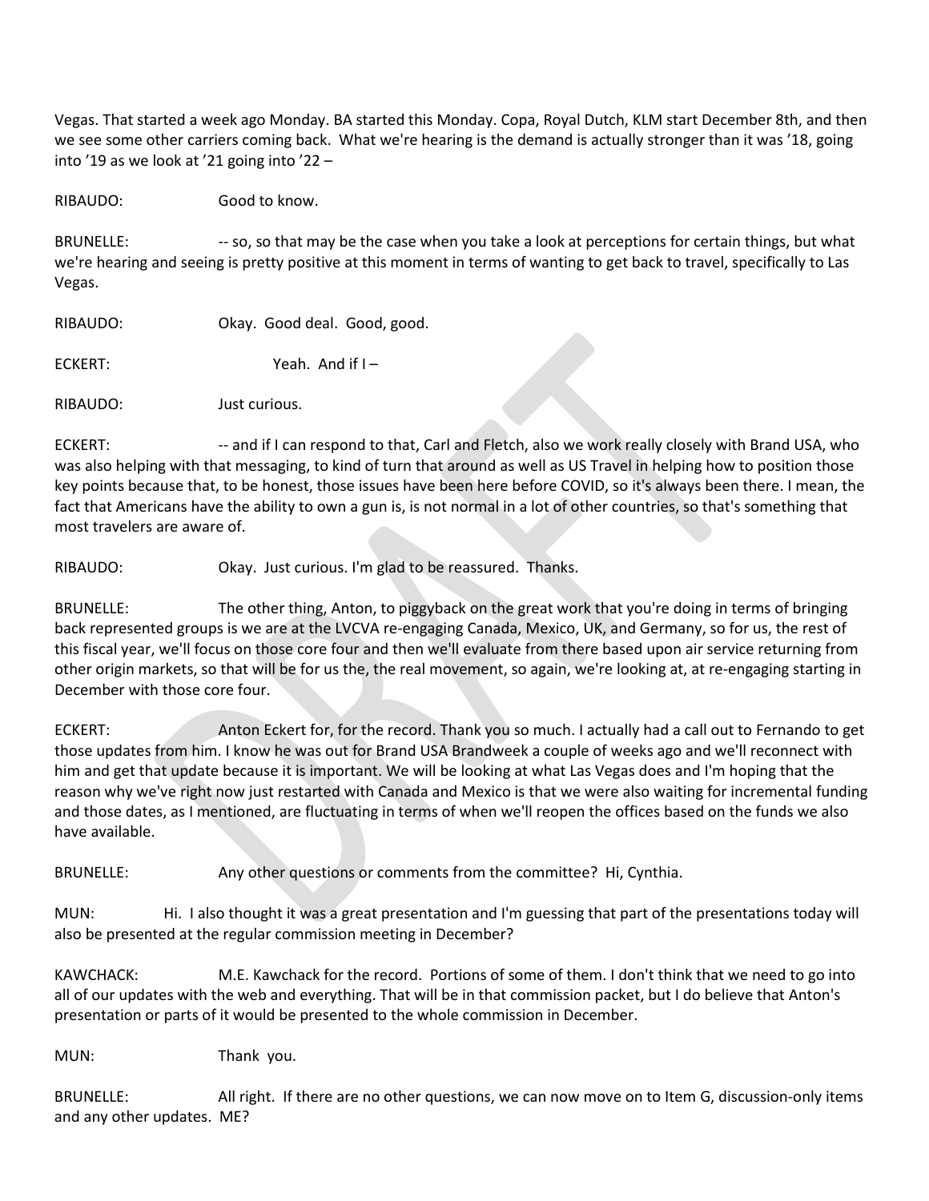Vegas. That started a week ago Monday. BA started this Monday. Copa, Royal Dutch, KLM start December 8th, and then we see some other carriers coming back. What we're hearing is the demand is actually stronger than it was '18, going into '19 as we look at '21 going into '22 –

RIBAUDO: Good to know.

BRUNELLE: -- so, so that may be the case when you take a look at perceptions for certain things, but what we're hearing and seeing is pretty positive at this moment in terms of wanting to get back to travel, specifically to Las Vegas.

RIBAUDO: Okay. Good deal. Good, good.

ECKERT: Yeah. And if I –

RIBAUDO: Just curious.

ECKERT: -- and if I can respond to that, Carl and Fletch, also we work really closely with Brand USA, who was also helping with that messaging, to kind of turn that around as well as US Travel in helping how to position those key points because that, to be honest, those issues have been here before COVID, so it's always been there. I mean, the fact that Americans have the ability to own a gun is, is not normal in a lot of other countries, so that's something that most travelers are aware of.

RIBAUDO: Okay. Just curious. I'm glad to be reassured. Thanks.

BRUNELLE: The other thing, Anton, to piggyback on the great work that you're doing in terms of bringing back represented groups is we are at the LVCVA re-engaging Canada, Mexico, UK, and Germany, so for us, the rest of this fiscal year, we'll focus on those core four and then we'll evaluate from there based upon air service returning from other origin markets, so that will be for us the, the real movement, so again, we're looking at, at re-engaging starting in December with those core four.

ECKERT: Anton Eckert for, for the record. Thank you so much. I actually had a call out to Fernando to get those updates from him. I know he was out for Brand USA Brandweek a couple of weeks ago and we'll reconnect with him and get that update because it is important. We will be looking at what Las Vegas does and I'm hoping that the reason why we've right now just restarted with Canada and Mexico is that we were also waiting for incremental funding and those dates, as I mentioned, are fluctuating in terms of when we'll reopen the offices based on the funds we also have available.

BRUNELLE: Any other questions or comments from the committee? Hi, Cynthia.

MUN: Hi. I also thought it was a great presentation and I'm guessing that part of the presentations today will also be presented at the regular commission meeting in December?

KAWCHACK: M.E. Kawchack for the record. Portions of some of them. I don't think that we need to go into all of our updates with the web and everything. That will be in that commission packet, but I do believe that Anton's presentation or parts of it would be presented to the whole commission in December.

MUN: Thank you.

BRUNELLE: All right. If there are no other questions, we can now move on to Item G, discussion-only items and any other updates. ME?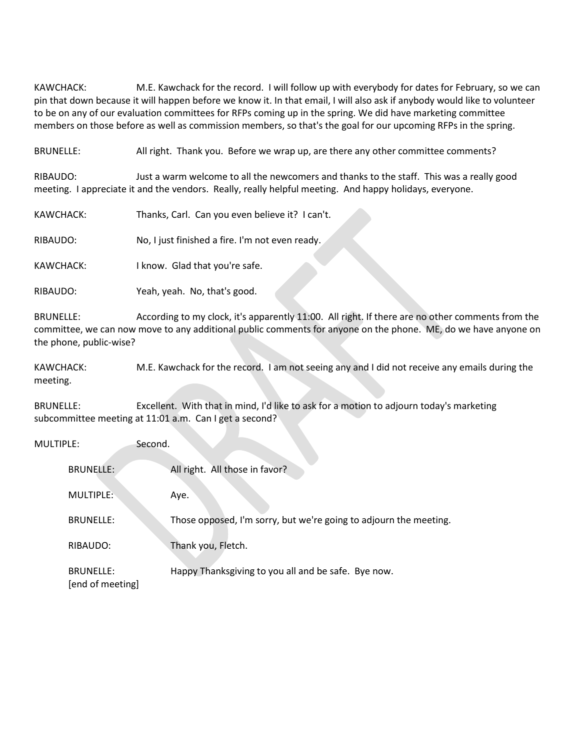KAWCHACK: M.E. Kawchack for the record. I will follow up with everybody for dates for February, so we can pin that down because it will happen before we know it. In that email, I will also ask if anybody would like to volunteer to be on any of our evaluation committees for RFPs coming up in the spring. We did have marketing committee members on those before as well as commission members, so that's the goal for our upcoming RFPs in the spring.

BRUNELLE: All right. Thank you. Before we wrap up, are there any other committee comments?

RIBAUDO: Just a warm welcome to all the newcomers and thanks to the staff. This was a really good meeting. I appreciate it and the vendors. Really, really helpful meeting. And happy holidays, everyone.

KAWCHACK: Thanks, Carl. Can you even believe it? I can't.

RIBAUDO: No, I just finished a fire. I'm not even ready.

KAWCHACK: I know. Glad that you're safe.

RIBAUDO: Yeah, yeah. No, that's good.

BRUNELLE: According to my clock, it's apparently 11:00. All right. If there are no other comments from the committee, we can now move to any additional public comments for anyone on the phone. ME, do we have anyone on the phone, public-wise?

KAWCHACK: M.E. Kawchack for the record. I am not seeing any and I did not receive any emails during the meeting.

BRUNELLE: Excellent. With that in mind, I'd like to ask for a motion to adjourn today's marketing subcommittee meeting at 11:01 a.m. Can I get a second?

MULTIPLE: Second.

BRUNELLE: All right. All those in favor?

MULTIPLE: Aye.

BRUNELLE: Those opposed, I'm sorry, but we're going to adjourn the meeting.

RIBAUDO: Thank you, Fletch.

BRUNELLE: Happy Thanksgiving to you all and be safe. Bye now.

[end of meeting]